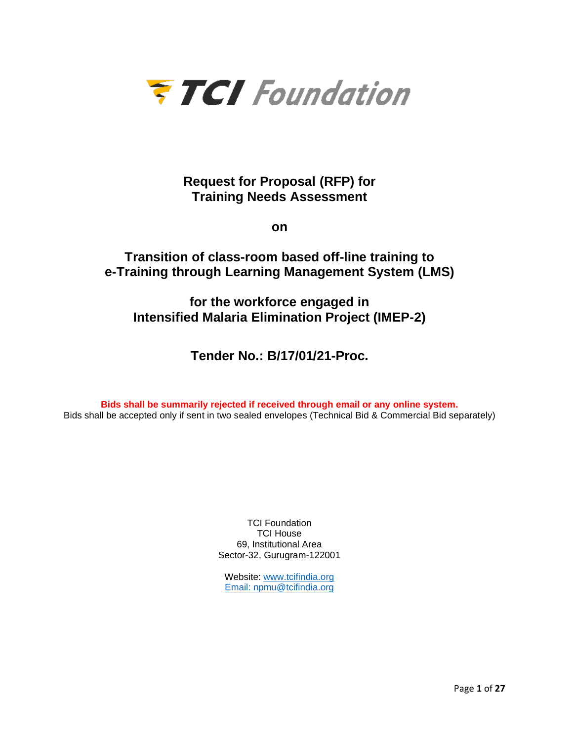# TCI Foundation

## Request for Proposal (RFP) for Training Needs Assessment

**on**

## Transition of class-room based off-line training to e-Training through Learning Management System (LMS)

## for the workforce engaged in Intensified Malaria Elimination Project (IMEP-2)

## Tender No.: B/17/01/21-Proc.

**Bids shall be summarily rejected if received through email or any online system.**
Bids shall be accepted only if sent in two sealed envelopes (Technical Bid & Commercial Bid separately)

TCI Foundation
TCI House
69, Institutional Area
Sector-32, Gurugram-122001

Website: www.tcifindia.org
Email: npmu@tcifindia.org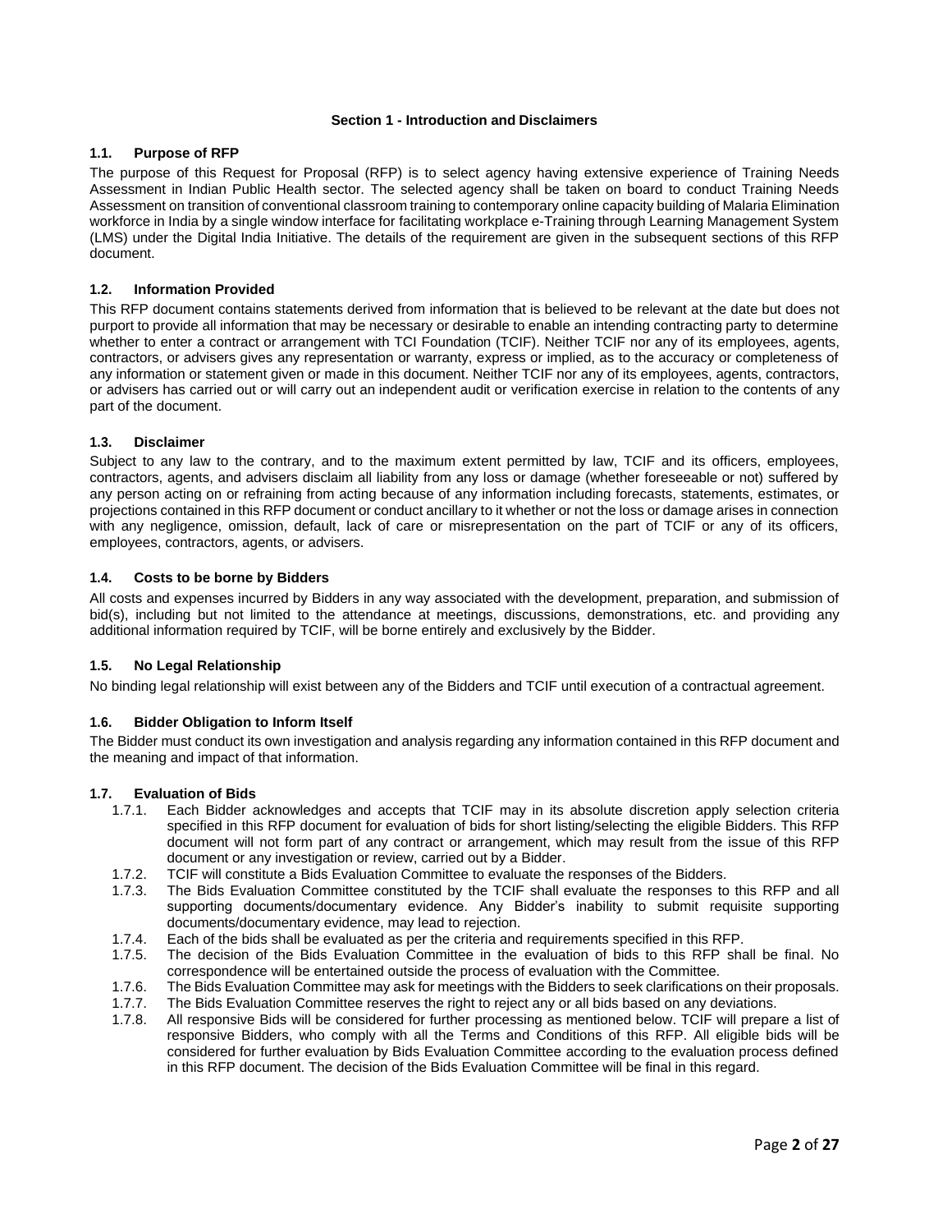## Section 1 - Introduction and Disclaimers

### 1.1. Purpose of RFP

The purpose of this Request for Proposal (RFP) is to select agency having extensive experience of Training Needs Assessment in Indian Public Health sector. The selected agency shall be taken on board to conduct Training Needs Assessment on transition of conventional classroom training to contemporary online capacity building of Malaria Elimination workforce in India by a single window interface for facilitating workplace e-Training through Learning Management System (LMS) under the Digital India Initiative. The details of the requirement are given in the subsequent sections of this RFP document.

### 1.2. Information Provided

This RFP document contains statements derived from information that is believed to be relevant at the date but does not purport to provide all information that may be necessary or desirable to enable an intending contracting party to determine whether to enter a contract or arrangement with TCI Foundation (TCIF). Neither TCIF nor any of its employees, agents, contractors, or advisers gives any representation or warranty, express or implied, as to the accuracy or completeness of any information or statement given or made in this document. Neither TCIF nor any of its employees, agents, contractors, or advisers has carried out or will carry out an independent audit or verification exercise in relation to the contents of any part of the document.

### 1.3. Disclaimer

Subject to any law to the contrary, and to the maximum extent permitted by law, TCIF and its officers, employees, contractors, agents, and advisers disclaim all liability from any loss or damage (whether foreseeable or not) suffered by any person acting on or refraining from acting because of any information including forecasts, statements, estimates, or projections contained in this RFP document or conduct ancillary to it whether or not the loss or damage arises in connection with any negligence, omission, default, lack of care or misrepresentation on the part of TCIF or any of its officers, employees, contractors, agents, or advisers.

### 1.4. Costs to be borne by Bidders

All costs and expenses incurred by Bidders in any way associated with the development, preparation, and submission of bid(s), including but not limited to the attendance at meetings, discussions, demonstrations, etc. and providing any additional information required by TCIF, will be borne entirely and exclusively by the Bidder.

### 1.5. No Legal Relationship

No binding legal relationship will exist between any of the Bidders and TCIF until execution of a contractual agreement.

### 1.6. Bidder Obligation to Inform Itself

The Bidder must conduct its own investigation and analysis regarding any information contained in this RFP document and the meaning and impact of that information.

### 1.7. Evaluation of Bids

- 1.7.1. Each Bidder acknowledges and accepts that TCIF may in its absolute discretion apply selection criteria specified in this RFP document for evaluation of bids for short listing/selecting the eligible Bidders. This RFP document will not form part of any contract or arrangement, which may result from the issue of this RFP document or any investigation or review, carried out by a Bidder.
- 1.7.2. TCIF will constitute a Bids Evaluation Committee to evaluate the responses of the Bidders.
- 1.7.3. The Bids Evaluation Committee constituted by the TCIF shall evaluate the responses to this RFP and all supporting documents/documentary evidence. Any Bidder's inability to submit requisite supporting documents/documentary evidence, may lead to rejection.
- 1.7.4. Each of the bids shall be evaluated as per the criteria and requirements specified in this RFP.
- 1.7.5. The decision of the Bids Evaluation Committee in the evaluation of bids to this RFP shall be final. No correspondence will be entertained outside the process of evaluation with the Committee.
- 1.7.6. The Bids Evaluation Committee may ask for meetings with the Bidders to seek clarifications on their proposals.
- 1.7.7. The Bids Evaluation Committee reserves the right to reject any or all bids based on any deviations.
- 1.7.8. All responsive Bids will be considered for further processing as mentioned below. TCIF will prepare a list of responsive Bidders, who comply with all the Terms and Conditions of this RFP. All eligible bids will be considered for further evaluation by Bids Evaluation Committee according to the evaluation process defined in this RFP document. The decision of the Bids Evaluation Committee will be final in this regard.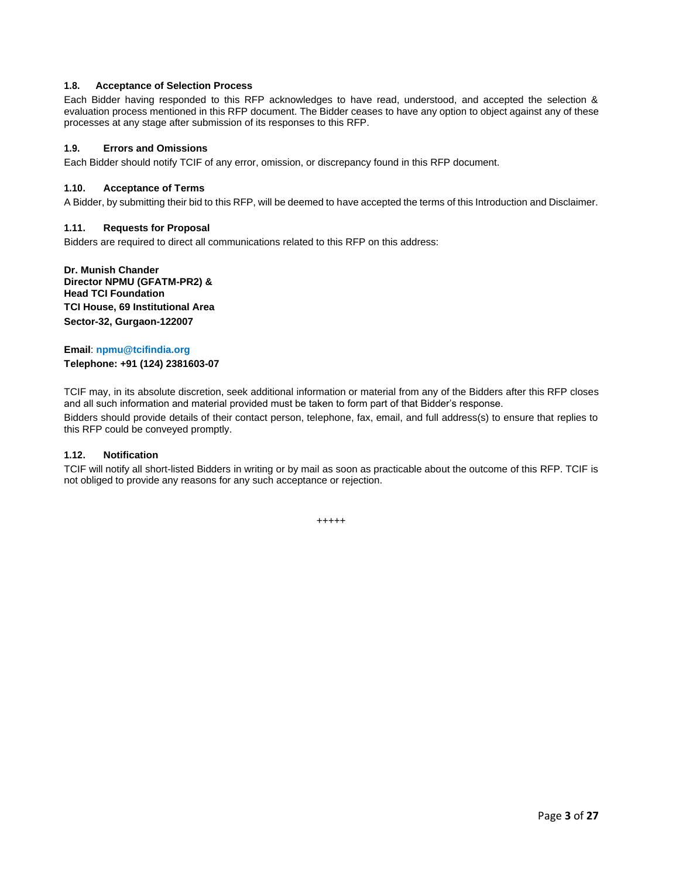### 1.8. Acceptance of Selection Process

Each Bidder having responded to this RFP acknowledges to have read, understood, and accepted the selection & evaluation process mentioned in this RFP document. The Bidder ceases to have any option to object against any of these processes at any stage after submission of its responses to this RFP.

### 1.9. Errors and Omissions

Each Bidder should notify TCIF of any error, omission, or discrepancy found in this RFP document.

### 1.10. Acceptance of Terms

A Bidder, by submitting their bid to this RFP, will be deemed to have accepted the terms of this Introduction and Disclaimer.

### 1.11. Requests for Proposal

Bidders are required to direct all communications related to this RFP on this address:

**Dr. Munish Chander**
**Director NPMU (GFATM-PR2) &**
**Head TCI Foundation**
**TCI House, 69 Institutional Area**
**Sector-32, Gurgaon-122007**

**Email**: **npmu@tcifindia.org**
**Telephone: +91 (124) 2381603-07**

TCIF may, in its absolute discretion, seek additional information or material from any of the Bidders after this RFP closes and all such information and material provided must be taken to form part of that Bidder's response.

Bidders should provide details of their contact person, telephone, fax, email, and full address(s) to ensure that replies to this RFP could be conveyed promptly.

### 1.12. Notification

TCIF will notify all short-listed Bidders in writing or by mail as soon as practicable about the outcome of this RFP. TCIF is not obliged to provide any reasons for any such acceptance or rejection.

+++++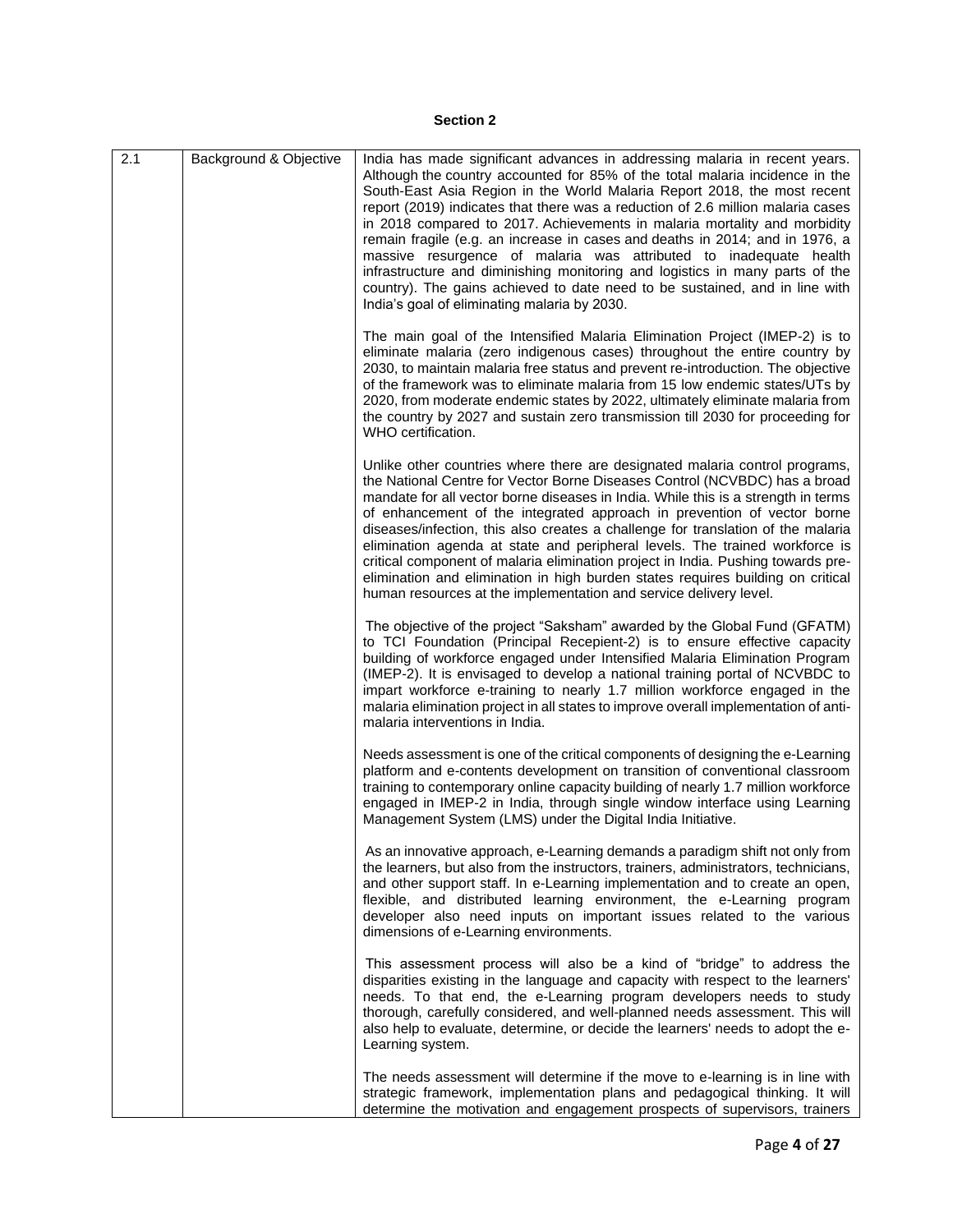**Section 2**

| 2.1 | Background & Objective | India has made significant advances in addressing malaria in recent years. Although the country accounted for 85% of the total malaria incidence in the South-East Asia Region in the World Malaria Report 2018, the most recent report (2019) indicates that there was a reduction of 2.6 million malaria cases in 2018 compared to 2017. Achievements in malaria mortality and morbidity remain fragile (e.g. an increase in cases and deaths in 2014; and in 1976, a massive resurgence of malaria was attributed to inadequate health infrastructure and diminishing monitoring and logistics in many parts of the country). The gains achieved to date need to be sustained, and in line with India's goal of eliminating malaria by 2030.<br><br>The main goal of the Intensified Malaria Elimination Project (IMEP-2) is to eliminate malaria (zero indigenous cases) throughout the entire country by 2030, to maintain malaria free status and prevent re-introduction. The objective of the framework was to eliminate malaria from 15 low endemic states/UTs by 2020, from moderate endemic states by 2022, ultimately eliminate malaria from the country by 2027 and sustain zero transmission till 2030 for proceeding for WHO certification.<br><br>Unlike other countries where there are designated malaria control programs, the National Centre for Vector Borne Diseases Control (NCVBDC) has a broad mandate for all vector borne diseases in India. While this is a strength in terms of enhancement of the integrated approach in prevention of vector borne diseases/infection, this also creates a challenge for translation of the malaria elimination agenda at state and peripheral levels. The trained workforce is critical component of malaria elimination project in India. Pushing towards pre-elimination and elimination in high burden states requires building on critical human resources at the implementation and service delivery level.<br><br>The objective of the project "Saksham" awarded by the Global Fund (GFATM) to TCI Foundation (Principal Recepient-2) is to ensure effective capacity building of workforce engaged under Intensified Malaria Elimination Program (IMEP-2). It is envisaged to develop a national training portal of NCVBDC to impart workforce e-training to nearly 1.7 million workforce engaged in the malaria elimination project in all states to improve overall implementation of anti-malaria interventions in India.<br><br>Needs assessment is one of the critical components of designing the e-Learning platform and e-contents development on transition of conventional classroom training to contemporary online capacity building of nearly 1.7 million workforce engaged in IMEP-2 in India, through single window interface using Learning Management System (LMS) under the Digital India Initiative.<br><br>As an innovative approach, e-Learning demands a paradigm shift not only from the learners, but also from the instructors, trainers, administrators, technicians, and other support staff. In e-Learning implementation and to create an open, flexible, and distributed learning environment, the e-Learning program developer also need inputs on important issues related to the various dimensions of e-Learning environments.<br><br>This assessment process will also be a kind of "bridge" to address the disparities existing in the language and capacity with respect to the learners' needs. To that end, the e-Learning program developers needs to study thorough, carefully considered, and well-planned needs assessment. This will also help to evaluate, determine, or decide the learners' needs to adopt the e-Learning system.<br><br>The needs assessment will determine if the move to e-learning is in line with strategic framework, implementation plans and pedagogical thinking. It will determine the motivation and engagement prospects of supervisors, trainers |
|---|---|---|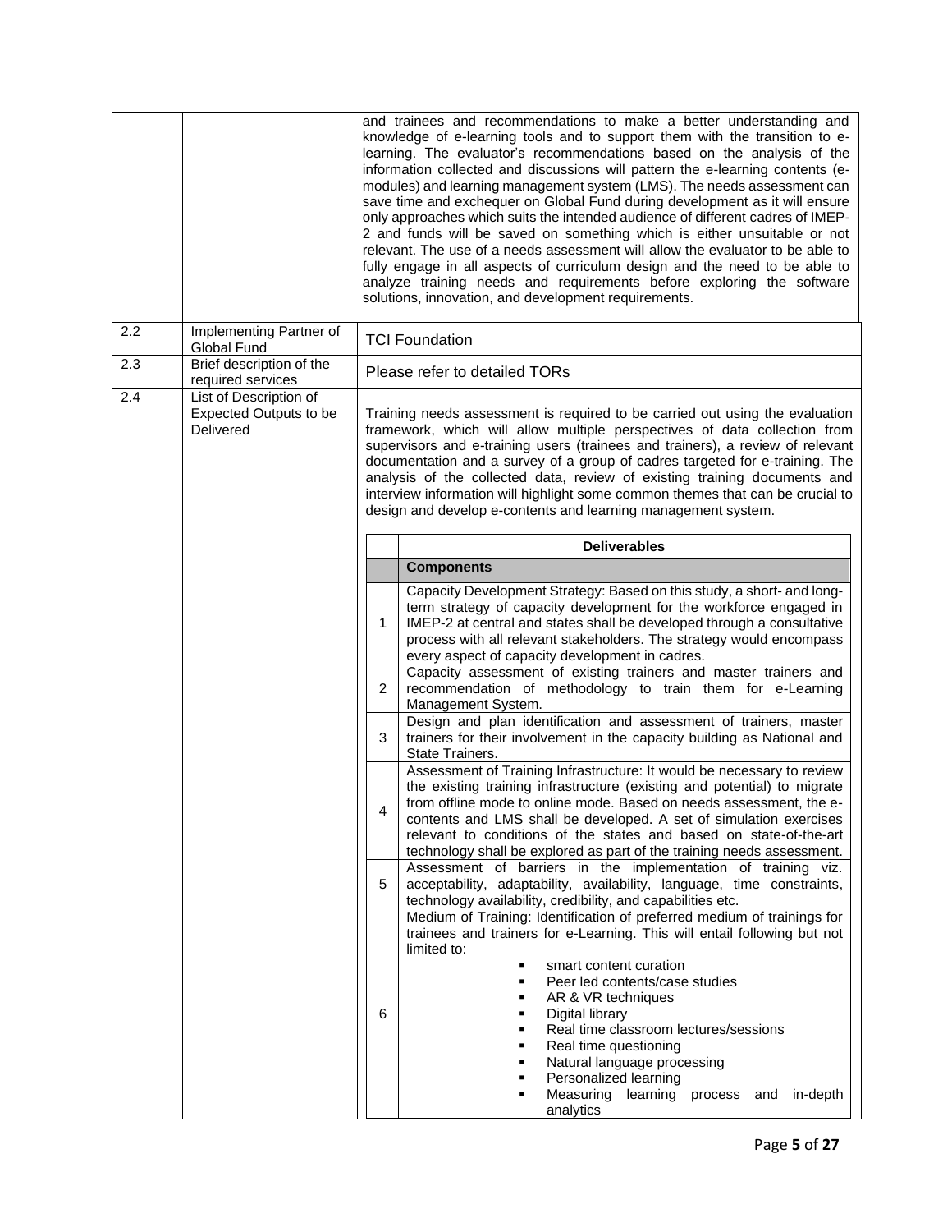| | | |
|---|---|---|
| | | and trainees and recommendations to make a better understanding and knowledge of e-learning tools and to support them with the transition to e-learning. The evaluator's recommendations based on the analysis of the information collected and discussions will pattern the e-learning contents (e-modules) and learning management system (LMS). The needs assessment can save time and exchequer on Global Fund during development as it will ensure only approaches which suits the intended audience of different cadres of IMEP-2 and funds will be saved on something which is either unsuitable or not relevant. The use of a needs assessment will allow the evaluator to be able to fully engage in all aspects of curriculum design and the need to be able to analyze training needs and requirements before exploring the software solutions, innovation, and development requirements. |
| 2.2 | Implementing Partner of Global Fund | TCI Foundation |
| 2.3 | Brief description of the required services | Please refer to detailed TORs |
| 2.4 | List of Description of Expected Outputs to be Delivered | Training needs assessment is required to be carried out using the evaluation framework, which will allow multiple perspectives of data collection from supervisors and e-training users (trainees and trainers), a review of relevant documentation and a survey of a group of cadres targeted for e-training. The analysis of the collected data, review of existing training documents and interview information will highlight some common themes that can be crucial to design and develop e-contents and learning management system. |

| | Deliverables |
|---|---|
| | **Components** |
| 1 | Capacity Development Strategy: Based on this study, a short- and long-term strategy of capacity development for the workforce engaged in IMEP-2 at central and states shall be developed through a consultative process with all relevant stakeholders. The strategy would encompass every aspect of capacity development in cadres. |
| 2 | Capacity assessment of existing trainers and master trainers and recommendation of methodology to train them for e-Learning Management System. |
| 3 | Design and plan identification and assessment of trainers, master trainers for their involvement in the capacity building as National and State Trainers. |
| 4 | Assessment of Training Infrastructure: It would be necessary to review the existing training infrastructure (existing and potential) to migrate from offline mode to online mode. Based on needs assessment, the e-contents and LMS shall be developed. A set of simulation exercises relevant to conditions of the states and based on state-of-the-art technology shall be explored as part of the training needs assessment. |
| 5 | Assessment of barriers in the implementation of training viz. acceptability, adaptability, availability, language, time constraints, technology availability, credibility, and capabilities etc. |
| 6 | Medium of Training: Identification of preferred medium of trainings for trainees and trainers for e-Learning. This will entail following but not limited to:<br>▪ smart content curation<br>▪ Peer led contents/case studies<br>▪ AR & VR techniques<br>▪ Digital library<br>▪ Real time classroom lectures/sessions<br>▪ Real time questioning<br>▪ Natural language processing<br>▪ Personalized learning<br>▪ Measuring learning process and in-depth analytics |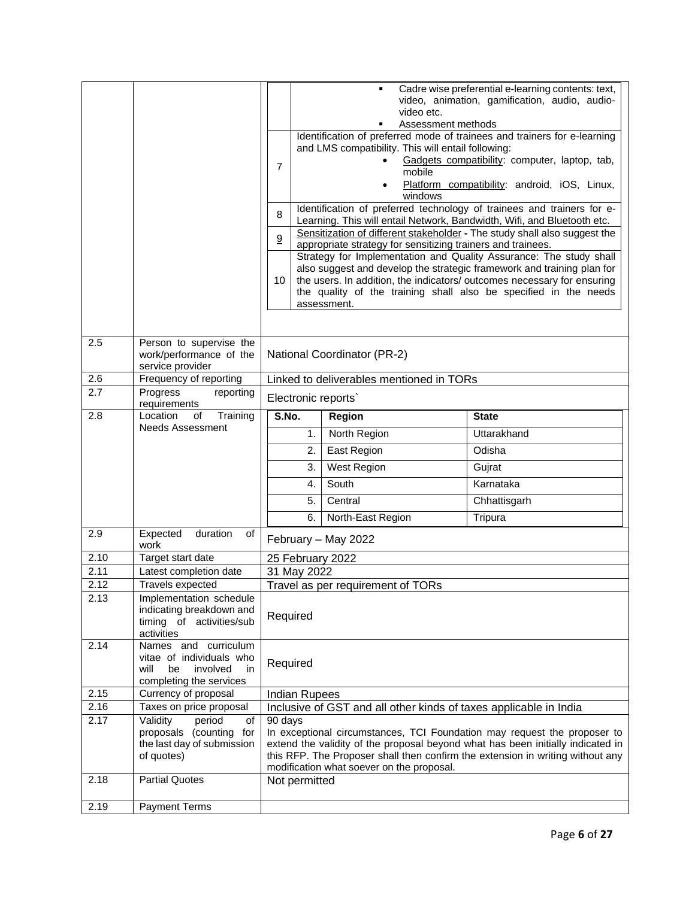| | | | |
|---|---|---|---|
| | | | ▪ Cadre wise preferential e-learning contents: text, video, animation, gamification, audio, audio-video etc.<br>▪ Assessment methods |
| | | 7 | Identification of preferred mode of trainees and trainers for e-learning and LMS compatibility. This will entail following:<br>• Gadgets compatibility: computer, laptop, tab, mobile<br>• Platform compatibility: android, iOS, Linux, windows |
| | | 8 | Identification of preferred technology of trainees and trainers for e-Learning. This will entail Network, Bandwidth, Wifi, and Bluetooth etc. |
| | | 9 | Sensitization of different stakeholder - The study shall also suggest the appropriate strategy for sensitizing trainers and trainees. |
| | | 10 | Strategy for Implementation and Quality Assurance: The study shall also suggest and develop the strategic framework and training plan for the users. In addition, the indicators/ outcomes necessary for ensuring the quality of the training shall also be specified in the needs assessment. |

| | | |
|---|---|---|
| 2.5 | Person to supervise the work/performance of the service provider | National Coordinator (PR-2) |
| 2.6 | Frequency of reporting | Linked to deliverables mentioned in TORs |
| 2.7 | Progress reporting requirements | Electronic reports` |
| 2.8 | Location of Training Needs Assessment | **S.No.** / **Region** / **State**<br>1. North Region – Uttarakhand<br>2. East Region – Odisha<br>3. West Region – Gujrat<br>4. South – Karnataka<br>5. Central – Chhattisgarh<br>6. North-East Region – Tripura |
| 2.9 | Expected duration of work | February – May 2022 |
| 2.10 | Target start date | 25 February 2022 |
| 2.11 | Latest completion date | 31 May 2022 |
| 2.12 | Travels expected | Travel as per requirement of TORs |
| 2.13 | Implementation schedule indicating breakdown and timing of activities/sub activities | Required |
| 2.14 | Names and curriculum vitae of individuals who will be involved in completing the services | Required |
| 2.15 | Currency of proposal | Indian Rupees |
| 2.16 | Taxes on price proposal | Inclusive of GST and all other kinds of taxes applicable in India |
| 2.17 | Validity period of proposals (counting for the last day of submission of quotes) | 90 days<br>In exceptional circumstances, TCI Foundation may request the proposer to extend the validity of the proposal beyond what has been initially indicated in this RFP. The Proposer shall then confirm the extension in writing without any modification what soever on the proposal. |
| 2.18 | Partial Quotes | Not permitted |
| 2.19 | Payment Terms | |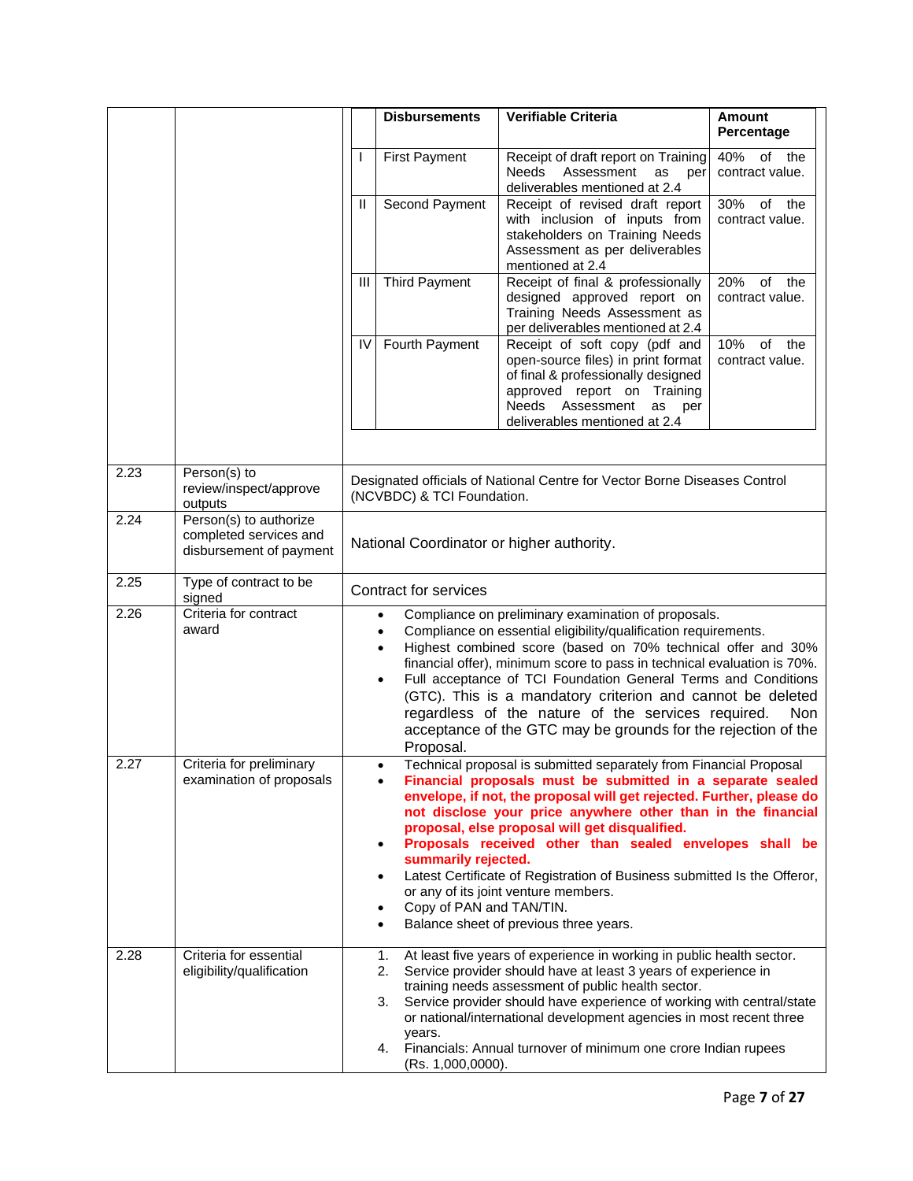|  |  | Disbursements | Verifiable Criteria | Amount Percentage |
|---|---|---|---|---|
|  | I | First Payment | Receipt of draft report on Training Needs Assessment as per deliverables mentioned at 2.4 | 40% of the contract value. |
|  | II | Second Payment | Receipt of revised draft report with inclusion of inputs from stakeholders on Training Needs Assessment as per deliverables mentioned at 2.4 | 30% of the contract value. |
|  | III | Third Payment | Receipt of final & professionally designed approved report on Training Needs Assessment as per deliverables mentioned at 2.4 | 20% of the contract value. |
|  | IV | Fourth Payment | Receipt of soft copy (pdf and open-source files) in print format of final & professionally designed approved report on Training Needs Assessment as per deliverables mentioned at 2.4 | 10% of the contract value. |

| | | |
|---|---|---|
| 2.23 | Person(s) to review/inspect/approve outputs | Designated officials of National Centre for Vector Borne Diseases Control (NCVBDC) & TCI Foundation. |
| 2.24 | Person(s) to authorize completed services and disbursement of payment | National Coordinator or higher authority. |
| 2.25 | Type of contract to be signed | Contract for services |
| 2.26 | Criteria for contract award | • Compliance on preliminary examination of proposals.<br>• Compliance on essential eligibility/qualification requirements.<br>• Highest combined score (based on 70% technical offer and 30% financial offer), minimum score to pass in technical evaluation is 70%.<br>• Full acceptance of TCI Foundation General Terms and Conditions (GTC). This is a mandatory criterion and cannot be deleted regardless of the nature of the services required. Non acceptance of the GTC may be grounds for the rejection of the Proposal. |
| 2.27 | Criteria for preliminary examination of proposals | • Technical proposal is submitted separately from Financial Proposal<br>• **Financial proposals must be submitted in a separate sealed envelope, if not, the proposal will get rejected. Further, please do not disclose your price anywhere other than in the financial proposal, else proposal will get disqualified.**<br>• **Proposals received other than sealed envelopes shall be summarily rejected.**<br>• Latest Certificate of Registration of Business submitted Is the Offeror, or any of its joint venture members.<br>• Copy of PAN and TAN/TIN.<br>• Balance sheet of previous three years. |
| 2.28 | Criteria for essential eligibility/qualification | 1. At least five years of experience in working in public health sector.<br>2. Service provider should have at least 3 years of experience in training needs assessment of public health sector.<br>3. Service provider should have experience of working with central/state or national/international development agencies in most recent three years.<br>4. Financials: Annual turnover of minimum one crore Indian rupees (Rs. 1,000,0000). |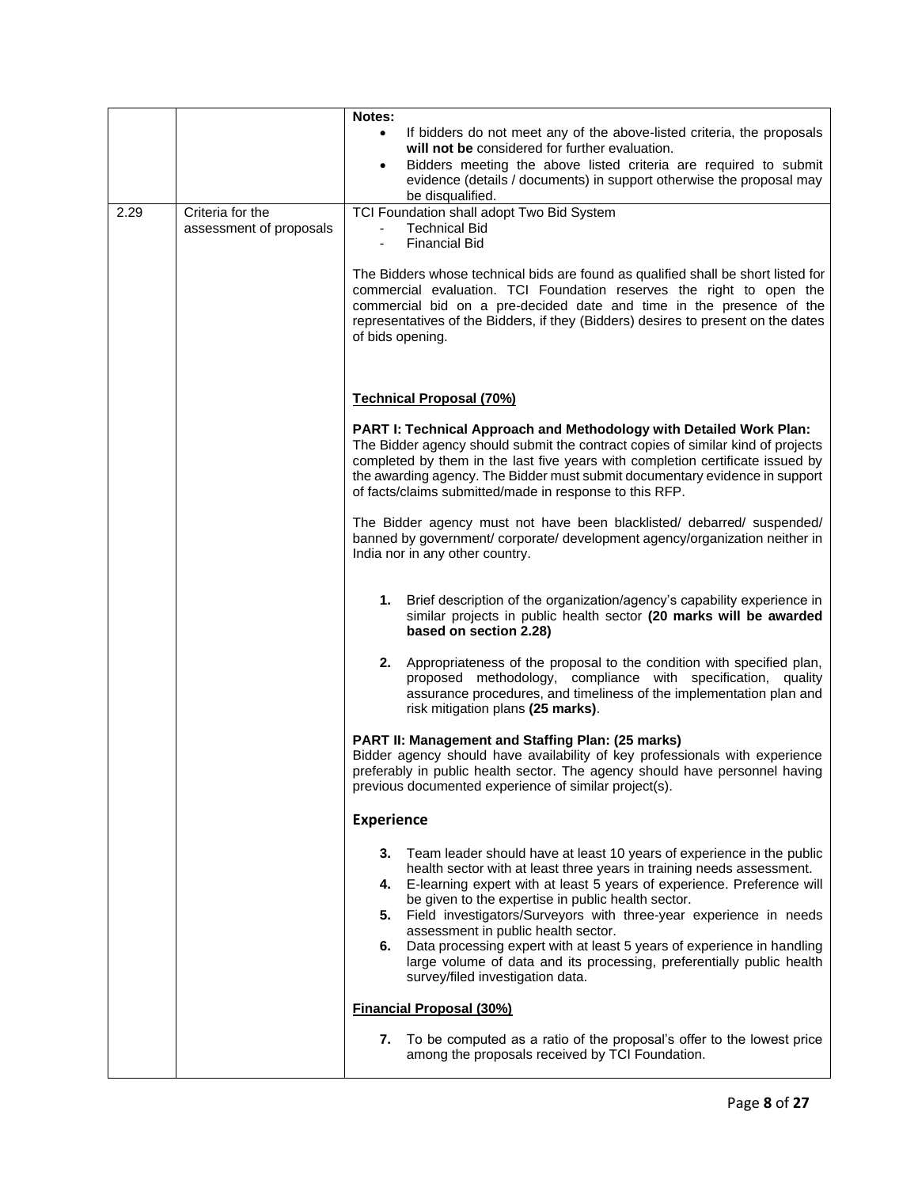| | | |
|---|---|---|
| | | **Notes:**<br>• If bidders do not meet any of the above-listed criteria, the proposals **will not be** considered for further evaluation.<br>• Bidders meeting the above listed criteria are required to submit evidence (details / documents) in support otherwise the proposal may be disqualified. |
| 2.29 | Criteria for the assessment of proposals | TCI Foundation shall adopt Two Bid System<br>- Technical Bid<br>- Financial Bid<br><br>The Bidders whose technical bids are found as qualified shall be short listed for commercial evaluation. TCI Foundation reserves the right to open the commercial bid on a pre-decided date and time in the presence of the representatives of the Bidders, if they (Bidders) desires to present on the dates of bids opening.<br><br>**<u>Technical Proposal (70%)</u>**<br><br>**PART I: Technical Approach and Methodology with Detailed Work Plan:** The Bidder agency should submit the contract copies of similar kind of projects completed by them in the last five years with completion certificate issued by the awarding agency. The Bidder must submit documentary evidence in support of facts/claims submitted/made in response to this RFP.<br><br>The Bidder agency must not have been blacklisted/ debarred/ suspended/ banned by government/ corporate/ development agency/organization neither in India nor in any other country.<br><br>**1.** Brief description of the organization/agency's capability experience in similar projects in public health sector **(20 marks will be awarded based on section 2.28)**<br><br>**2.** Appropriateness of the proposal to the condition with specified plan, proposed methodology, compliance with specification, quality assurance procedures, and timeliness of the implementation plan and risk mitigation plans **(25 marks)**.<br><br>**PART II: Management and Staffing Plan: (25 marks)**<br>Bidder agency should have availability of key professionals with experience preferably in public health sector. The agency should have personnel having previous documented experience of similar project(s).<br><br>**Experience**<br><br>**3.** Team leader should have at least 10 years of experience in the public health sector with at least three years in training needs assessment.<br>**4.** E-learning expert with at least 5 years of experience. Preference will be given to the expertise in public health sector.<br>**5.** Field investigators/Surveyors with three-year experience in needs assessment in public health sector.<br>**6.** Data processing expert with at least 5 years of experience in handling large volume of data and its processing, preferentially public health survey/filed investigation data.<br><br>**<u>Financial Proposal (30%)</u>**<br><br>**7.** To be computed as a ratio of the proposal's offer to the lowest price among the proposals received by TCI Foundation. |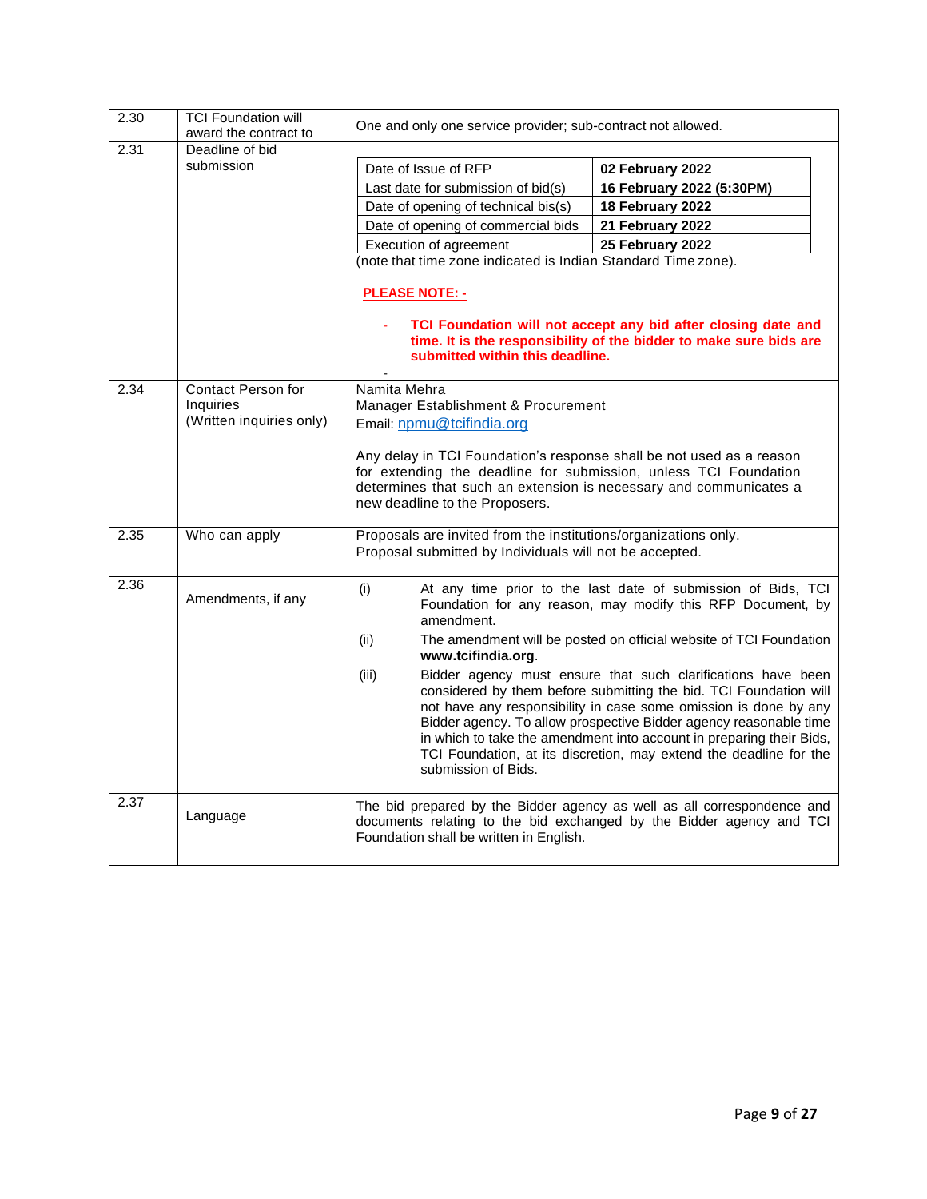| | | |
|---|---|---|
| 2.30 | TCI Foundation will award the contract to | One and only one service provider; sub-contract not allowed. |
| 2.31 | Deadline of bid submission | Date of Issue of RFP: **02 February 2022**<br>Last date for submission of bid(s): **16 February 2022 (5:30PM)**<br>Date of opening of technical bis(s): **18 February 2022**<br>Date of opening of commercial bids: **21 February 2022**<br>Execution of agreement: **25 February 2022**<br>(note that time zone indicated is Indian Standard Time zone).<br><br>**PLEASE NOTE: -**<br><br>- **TCI Foundation will not accept any bid after closing date and time. It is the responsibility of the bidder to make sure bids are submitted within this deadline.** |
| 2.34 | Contact Person for Inquiries (Written inquiries only) | Namita Mehra<br>Manager Establishment & Procurement<br>Email: npmu@tcifindia.org<br><br>Any delay in TCI Foundation's response shall be not used as a reason for extending the deadline for submission, unless TCI Foundation determines that such an extension is necessary and communicates a new deadline to the Proposers. |
| 2.35 | Who can apply | Proposals are invited from the institutions/organizations only.<br>Proposal submitted by Individuals will not be accepted. |
| 2.36 | Amendments, if any | (i) At any time prior to the last date of submission of Bids, TCI Foundation for any reason, may modify this RFP Document, by amendment.<br>(ii) The amendment will be posted on official website of TCI Foundation **www.tcifindia.org**.<br>(iii) Bidder agency must ensure that such clarifications have been considered by them before submitting the bid. TCI Foundation will not have any responsibility in case some omission is done by any Bidder agency. To allow prospective Bidder agency reasonable time in which to take the amendment into account in preparing their Bids, TCI Foundation, at its discretion, may extend the deadline for the submission of Bids. |
| 2.37 | Language | The bid prepared by the Bidder agency as well as all correspondence and documents relating to the bid exchanged by the Bidder agency and TCI Foundation shall be written in English. |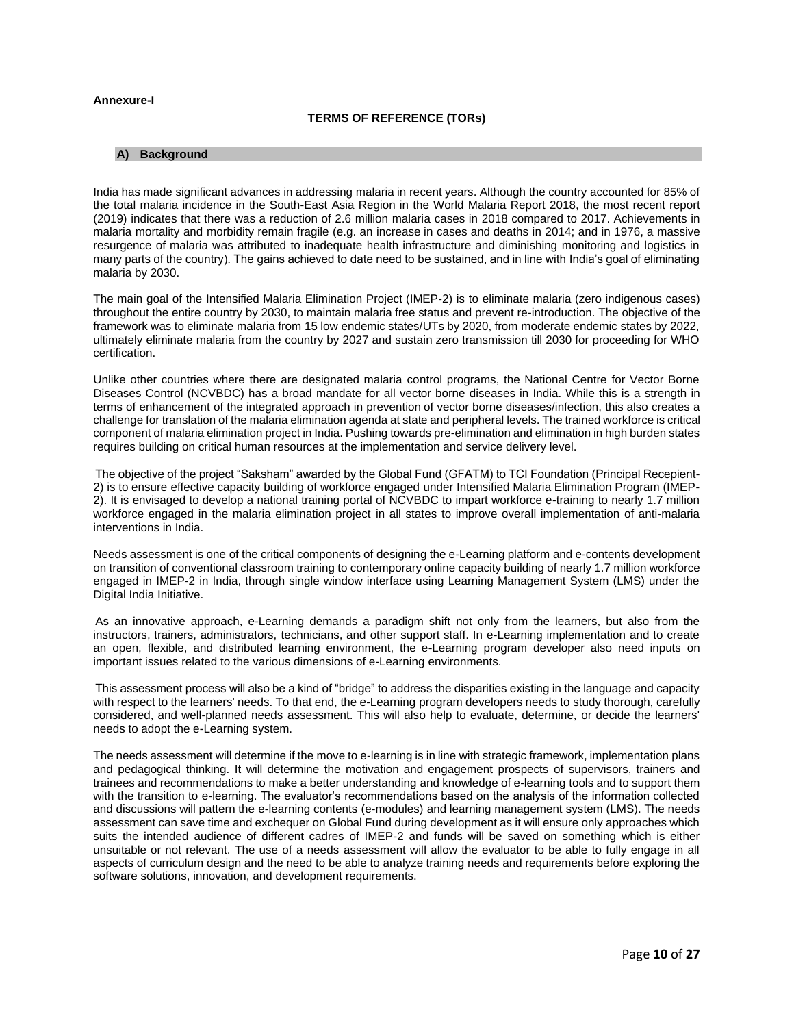**Annexure-I**

## TERMS OF REFERENCE (TORs)

### A) Background

India has made significant advances in addressing malaria in recent years. Although the country accounted for 85% of the total malaria incidence in the South-East Asia Region in the World Malaria Report 2018, the most recent report (2019) indicates that there was a reduction of 2.6 million malaria cases in 2018 compared to 2017. Achievements in malaria mortality and morbidity remain fragile (e.g. an increase in cases and deaths in 2014; and in 1976, a massive resurgence of malaria was attributed to inadequate health infrastructure and diminishing monitoring and logistics in many parts of the country). The gains achieved to date need to be sustained, and in line with India's goal of eliminating malaria by 2030.

The main goal of the Intensified Malaria Elimination Project (IMEP-2) is to eliminate malaria (zero indigenous cases) throughout the entire country by 2030, to maintain malaria free status and prevent re-introduction. The objective of the framework was to eliminate malaria from 15 low endemic states/UTs by 2020, from moderate endemic states by 2022, ultimately eliminate malaria from the country by 2027 and sustain zero transmission till 2030 for proceeding for WHO certification.

Unlike other countries where there are designated malaria control programs, the National Centre for Vector Borne Diseases Control (NCVBDC) has a broad mandate for all vector borne diseases in India. While this is a strength in terms of enhancement of the integrated approach in prevention of vector borne diseases/infection, this also creates a challenge for translation of the malaria elimination agenda at state and peripheral levels. The trained workforce is critical component of malaria elimination project in India. Pushing towards pre-elimination and elimination in high burden states requires building on critical human resources at the implementation and service delivery level.

The objective of the project "Saksham" awarded by the Global Fund (GFATM) to TCI Foundation (Principal Recepient-2) is to ensure effective capacity building of workforce engaged under Intensified Malaria Elimination Program (IMEP-2). It is envisaged to develop a national training portal of NCVBDC to impart workforce e-training to nearly 1.7 million workforce engaged in the malaria elimination project in all states to improve overall implementation of anti-malaria interventions in India.

Needs assessment is one of the critical components of designing the e-Learning platform and e-contents development on transition of conventional classroom training to contemporary online capacity building of nearly 1.7 million workforce engaged in IMEP-2 in India, through single window interface using Learning Management System (LMS) under the Digital India Initiative.

As an innovative approach, e-Learning demands a paradigm shift not only from the learners, but also from the instructors, trainers, administrators, technicians, and other support staff. In e-Learning implementation and to create an open, flexible, and distributed learning environment, the e-Learning program developer also need inputs on important issues related to the various dimensions of e-Learning environments.

This assessment process will also be a kind of "bridge" to address the disparities existing in the language and capacity with respect to the learners' needs. To that end, the e-Learning program developers needs to study thorough, carefully considered, and well-planned needs assessment. This will also help to evaluate, determine, or decide the learners' needs to adopt the e-Learning system.

The needs assessment will determine if the move to e-learning is in line with strategic framework, implementation plans and pedagogical thinking. It will determine the motivation and engagement prospects of supervisors, trainers and trainees and recommendations to make a better understanding and knowledge of e-learning tools and to support them with the transition to e-learning. The evaluator's recommendations based on the analysis of the information collected and discussions will pattern the e-learning contents (e-modules) and learning management system (LMS). The needs assessment can save time and exchequer on Global Fund during development as it will ensure only approaches which suits the intended audience of different cadres of IMEP-2 and funds will be saved on something which is either unsuitable or not relevant. The use of a needs assessment will allow the evaluator to be able to fully engage in all aspects of curriculum design and the need to be able to analyze training needs and requirements before exploring the software solutions, innovation, and development requirements.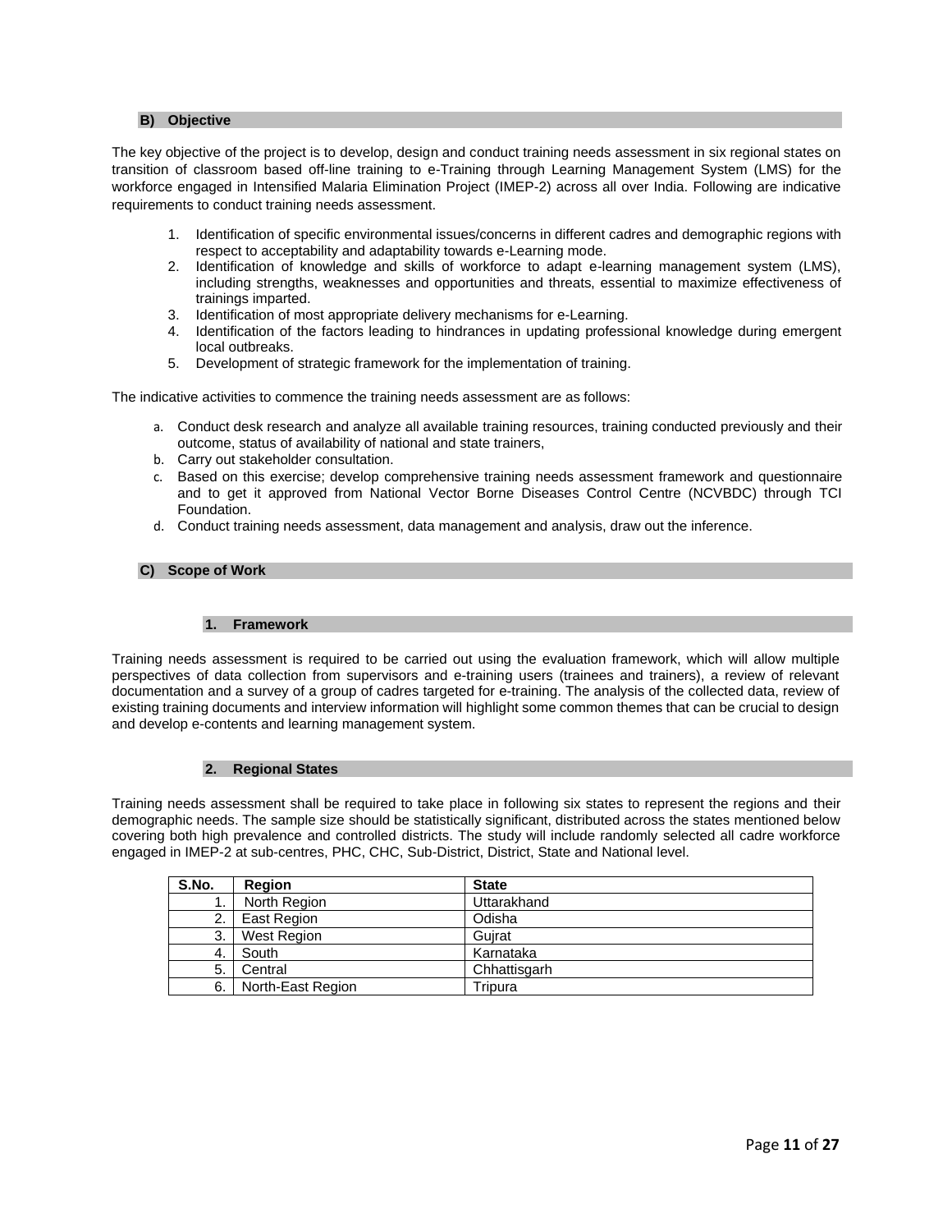## B) Objective

The key objective of the project is to develop, design and conduct training needs assessment in six regional states on transition of classroom based off-line training to e-Training through Learning Management System (LMS) for the workforce engaged in Intensified Malaria Elimination Project (IMEP-2) across all over India. Following are indicative requirements to conduct training needs assessment.

1. Identification of specific environmental issues/concerns in different cadres and demographic regions with respect to acceptability and adaptability towards e-Learning mode.
2. Identification of knowledge and skills of workforce to adapt e-learning management system (LMS), including strengths, weaknesses and opportunities and threats, essential to maximize effectiveness of trainings imparted.
3. Identification of most appropriate delivery mechanisms for e-Learning.
4. Identification of the factors leading to hindrances in updating professional knowledge during emergent local outbreaks.
5. Development of strategic framework for the implementation of training.

The indicative activities to commence the training needs assessment are as follows:

a. Conduct desk research and analyze all available training resources, training conducted previously and their outcome, status of availability of national and state trainers,
b. Carry out stakeholder consultation.
c. Based on this exercise; develop comprehensive training needs assessment framework and questionnaire and to get it approved from National Vector Borne Diseases Control Centre (NCVBDC) through TCI Foundation.
d. Conduct training needs assessment, data management and analysis, draw out the inference.

## C) Scope of Work

### 1. Framework

Training needs assessment is required to be carried out using the evaluation framework, which will allow multiple perspectives of data collection from supervisors and e-training users (trainees and trainers), a review of relevant documentation and a survey of a group of cadres targeted for e-training. The analysis of the collected data, review of existing training documents and interview information will highlight some common themes that can be crucial to design and develop e-contents and learning management system.

### 2. Regional States

Training needs assessment shall be required to take place in following six states to represent the regions and their demographic needs. The sample size should be statistically significant, distributed across the states mentioned below covering both high prevalence and controlled districts. The study will include randomly selected all cadre workforce engaged in IMEP-2 at sub-centres, PHC, CHC, Sub-District, District, State and National level.

| S.No. | Region | State |
|---|---|---|
| 1. | North Region | Uttarakhand |
| 2. | East Region | Odisha |
| 3. | West Region | Gujrat |
| 4. | South | Karnataka |
| 5. | Central | Chhattisgarh |
| 6. | North-East Region | Tripura |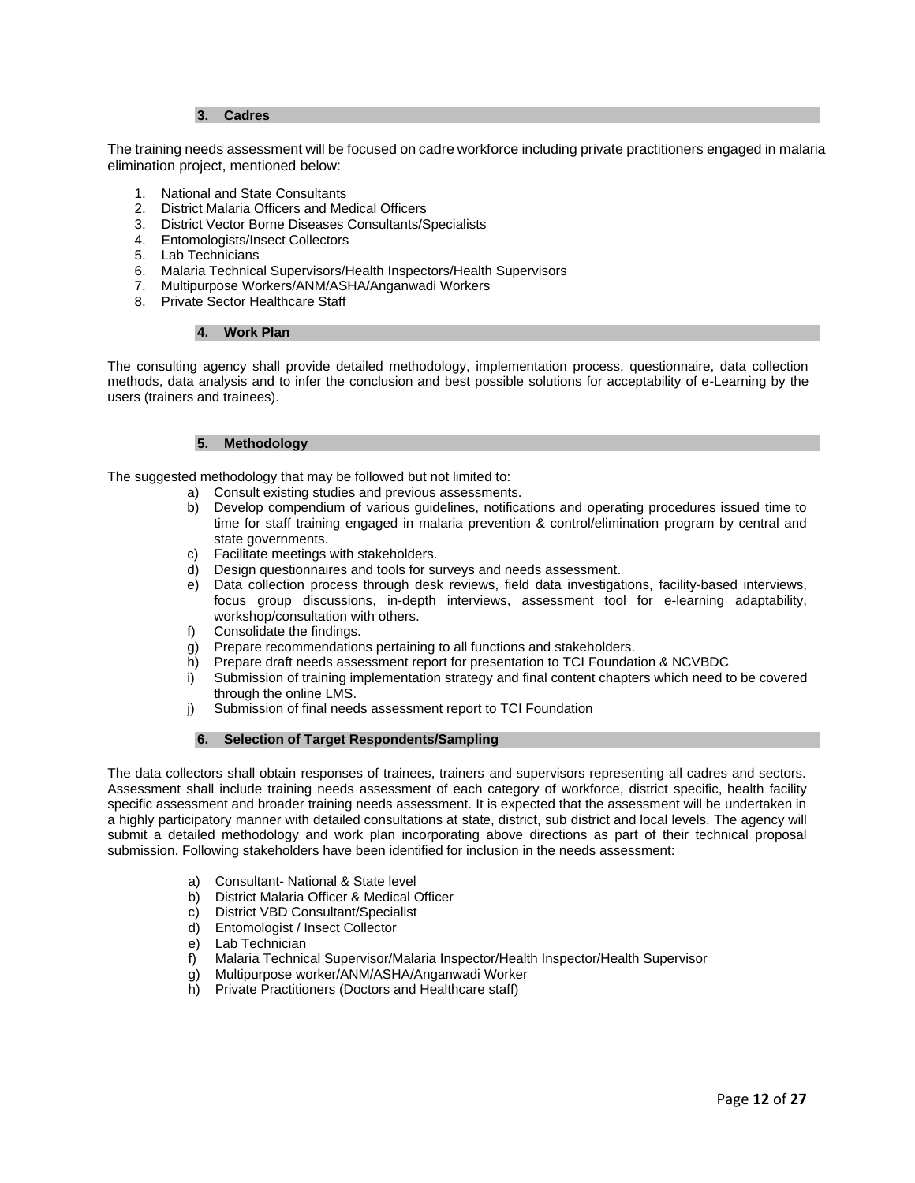## 3. Cadres

The training needs assessment will be focused on cadre workforce including private practitioners engaged in malaria elimination project, mentioned below:

1. National and State Consultants
2. District Malaria Officers and Medical Officers
3. District Vector Borne Diseases Consultants/Specialists
4. Entomologists/Insect Collectors
5. Lab Technicians
6. Malaria Technical Supervisors/Health Inspectors/Health Supervisors
7. Multipurpose Workers/ANM/ASHA/Anganwadi Workers
8. Private Sector Healthcare Staff

## 4. Work Plan

The consulting agency shall provide detailed methodology, implementation process, questionnaire, data collection methods, data analysis and to infer the conclusion and best possible solutions for acceptability of e-Learning by the users (trainers and trainees).

## 5. Methodology

The suggested methodology that may be followed but not limited to:

a) Consult existing studies and previous assessments.
b) Develop compendium of various guidelines, notifications and operating procedures issued time to time for staff training engaged in malaria prevention & control/elimination program by central and state governments.
c) Facilitate meetings with stakeholders.
d) Design questionnaires and tools for surveys and needs assessment.
e) Data collection process through desk reviews, field data investigations, facility-based interviews, focus group discussions, in-depth interviews, assessment tool for e-learning adaptability, workshop/consultation with others.
f) Consolidate the findings.
g) Prepare recommendations pertaining to all functions and stakeholders.
h) Prepare draft needs assessment report for presentation to TCI Foundation & NCVBDC
i) Submission of training implementation strategy and final content chapters which need to be covered through the online LMS.
j) Submission of final needs assessment report to TCI Foundation

## 6. Selection of Target Respondents/Sampling

The data collectors shall obtain responses of trainees, trainers and supervisors representing all cadres and sectors. Assessment shall include training needs assessment of each category of workforce, district specific, health facility specific assessment and broader training needs assessment. It is expected that the assessment will be undertaken in a highly participatory manner with detailed consultations at state, district, sub district and local levels. The agency will submit a detailed methodology and work plan incorporating above directions as part of their technical proposal submission. Following stakeholders have been identified for inclusion in the needs assessment:

a) Consultant- National & State level
b) District Malaria Officer & Medical Officer
c) District VBD Consultant/Specialist
d) Entomologist / Insect Collector
e) Lab Technician
f) Malaria Technical Supervisor/Malaria Inspector/Health Inspector/Health Supervisor
g) Multipurpose worker/ANM/ASHA/Anganwadi Worker
h) Private Practitioners (Doctors and Healthcare staff)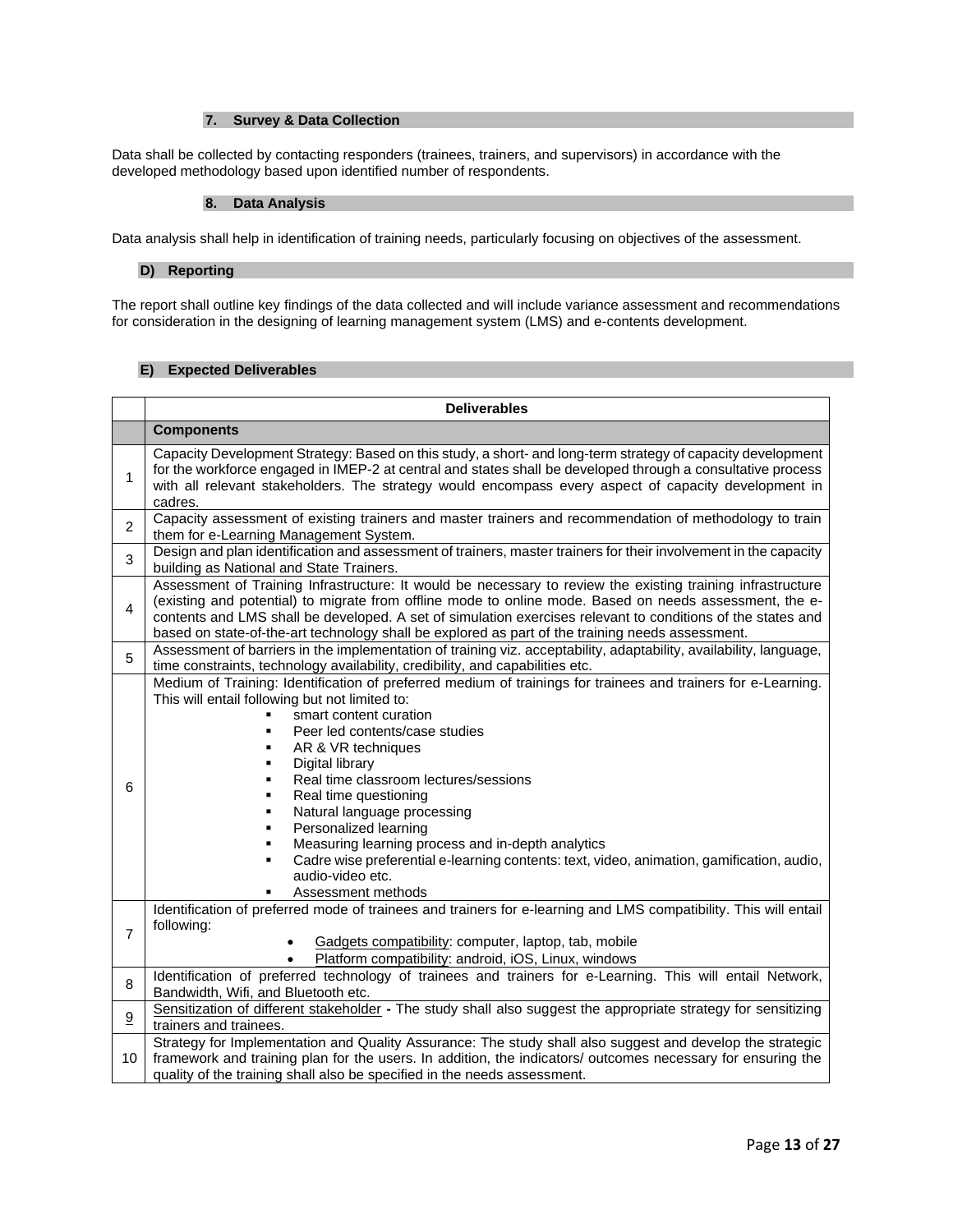### 7. Survey & Data Collection

Data shall be collected by contacting responders (trainees, trainers, and supervisors) in accordance with the developed methodology based upon identified number of respondents.

### 8. Data Analysis

Data analysis shall help in identification of training needs, particularly focusing on objectives of the assessment.

## D) Reporting

The report shall outline key findings of the data collected and will include variance assessment and recommendations for consideration in the designing of learning management system (LMS) and e-contents development.

## E) Expected Deliverables

| | **Deliverables** |
|---|---|
| | **Components** |
| 1 | Capacity Development Strategy: Based on this study, a short- and long-term strategy of capacity development for the workforce engaged in IMEP-2 at central and states shall be developed through a consultative process with all relevant stakeholders. The strategy would encompass every aspect of capacity development in cadres. |
| 2 | Capacity assessment of existing trainers and master trainers and recommendation of methodology to train them for e-Learning Management System. |
| 3 | Design and plan identification and assessment of trainers, master trainers for their involvement in the capacity building as National and State Trainers. |
| 4 | Assessment of Training Infrastructure: It would be necessary to review the existing training infrastructure (existing and potential) to migrate from offline mode to online mode. Based on needs assessment, the e-contents and LMS shall be developed. A set of simulation exercises relevant to conditions of the states and based on state-of-the-art technology shall be explored as part of the training needs assessment. |
| 5 | Assessment of barriers in the implementation of training viz. acceptability, adaptability, availability, language, time constraints, technology availability, credibility, and capabilities etc. |
| 6 | Medium of Training: Identification of preferred medium of trainings for trainees and trainers for e-Learning. This will entail following but not limited to:<br>▪ smart content curation<br>▪ Peer led contents/case studies<br>▪ AR & VR techniques<br>▪ Digital library<br>▪ Real time classroom lectures/sessions<br>▪ Real time questioning<br>▪ Natural language processing<br>▪ Personalized learning<br>▪ Measuring learning process and in-depth analytics<br>▪ Cadre wise preferential e-learning contents: text, video, animation, gamification, audio, audio-video etc.<br>▪ Assessment methods |
| 7 | Identification of preferred mode of trainees and trainers for e-learning and LMS compatibility. This will entail following:<br>• Gadgets compatibility: computer, laptop, tab, mobile<br>• Platform compatibility: android, iOS, Linux, windows |
| 8 | Identification of preferred technology of trainees and trainers for e-Learning. This will entail Network, Bandwidth, Wifi, and Bluetooth etc. |
| 9 | Sensitization of different stakeholder - The study shall also suggest the appropriate strategy for sensitizing trainers and trainees. |
| 10 | Strategy for Implementation and Quality Assurance: The study shall also suggest and develop the strategic framework and training plan for the users. In addition, the indicators/ outcomes necessary for ensuring the quality of the training shall also be specified in the needs assessment. |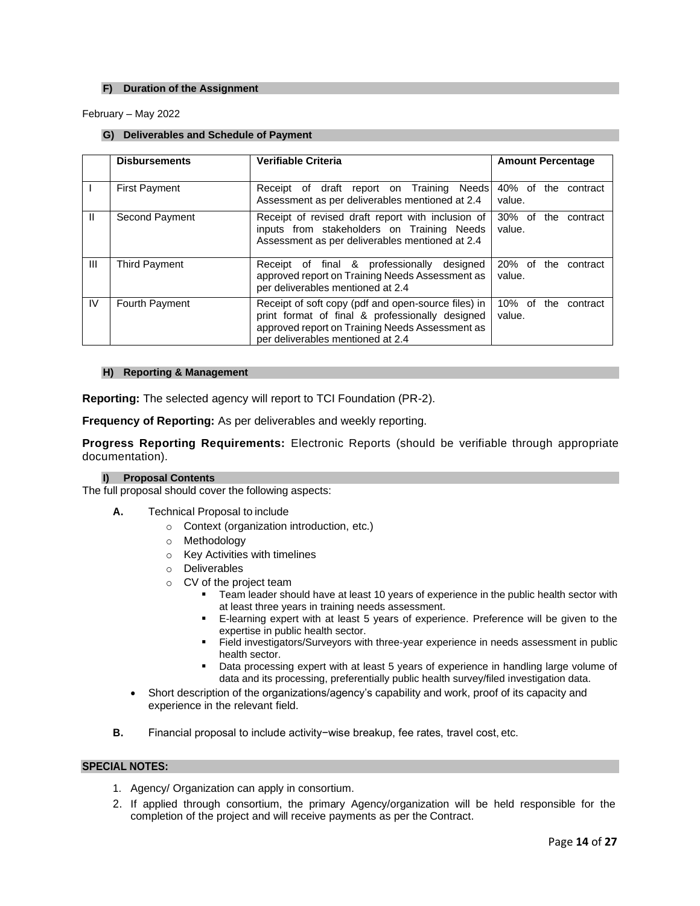### F) Duration of the Assignment

February – May 2022

### G) Deliverables and Schedule of Payment

| | Disbursements | Verifiable Criteria | Amount Percentage |
|---|---|---|---|
| I | First Payment | Receipt of draft report on Training Needs Assessment as per deliverables mentioned at 2.4 | 40% of the contract value. |
| II | Second Payment | Receipt of revised draft report with inclusion of inputs from stakeholders on Training Needs Assessment as per deliverables mentioned at 2.4 | 30% of the contract value. |
| III | Third Payment | Receipt of final & professionally designed approved report on Training Needs Assessment as per deliverables mentioned at 2.4 | 20% of the contract value. |
| IV | Fourth Payment | Receipt of soft copy (pdf and open-source files) in print format of final & professionally designed approved report on Training Needs Assessment as per deliverables mentioned at 2.4 | 10% of the contract value. |

### H) Reporting & Management

**Reporting:** The selected agency will report to TCI Foundation (PR-2).

**Frequency of Reporting:** As per deliverables and weekly reporting.

**Progress Reporting Requirements:** Electronic Reports (should be verifiable through appropriate documentation).

### I) Proposal Contents

The full proposal should cover the following aspects:

**A.** Technical Proposal to include

- Context (organization introduction, etc.)
- Methodology
- Key Activities with timelines
- Deliverables
- CV of the project team
  - Team leader should have at least 10 years of experience in the public health sector with at least three years in training needs assessment.
  - E-learning expert with at least 5 years of experience. Preference will be given to the expertise in public health sector.
  - Field investigators/Surveyors with three-year experience in needs assessment in public health sector.
  - Data processing expert with at least 5 years of experience in handling large volume of data and its processing, preferentially public health survey/filed investigation data.

- Short description of the organizations/agency's capability and work, proof of its capacity and experience in the relevant field.

**B.** Financial proposal to include activity−wise breakup, fee rates, travel cost, etc.

### SPECIAL NOTES:

1. Agency/ Organization can apply in consortium.
2. If applied through consortium, the primary Agency/organization will be held responsible for the completion of the project and will receive payments as per the Contract.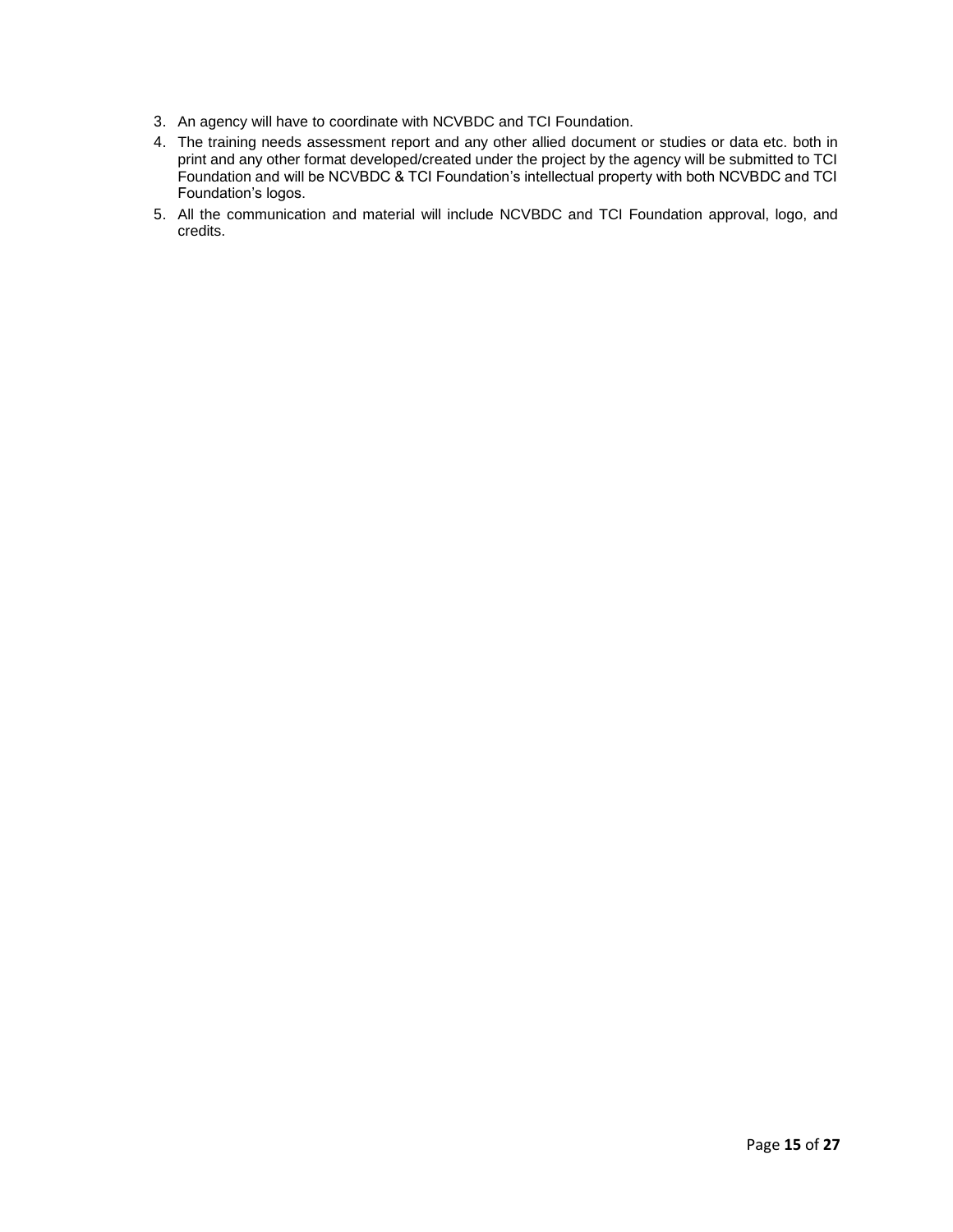3. An agency will have to coordinate with NCVBDC and TCI Foundation.
4. The training needs assessment report and any other allied document or studies or data etc. both in print and any other format developed/created under the project by the agency will be submitted to TCI Foundation and will be NCVBDC & TCI Foundation's intellectual property with both NCVBDC and TCI Foundation's logos.
5. All the communication and material will include NCVBDC and TCI Foundation approval, logo, and credits.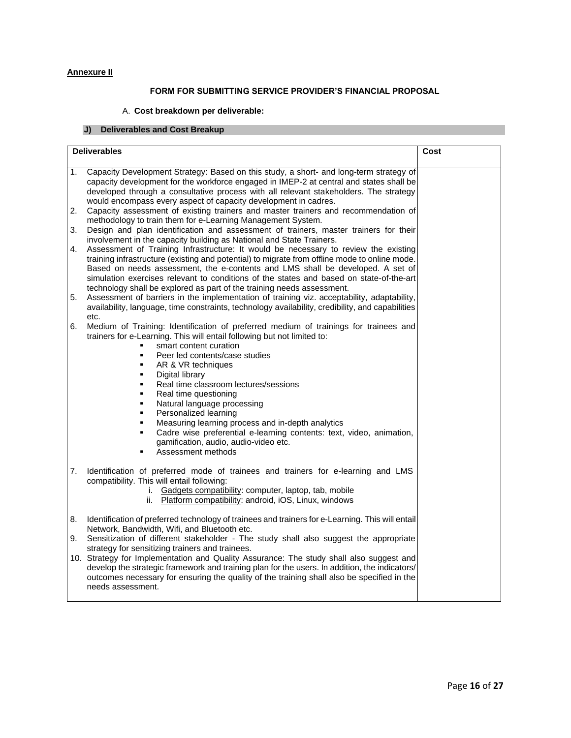**Annexure II**

**FORM FOR SUBMITTING SERVICE PROVIDER'S FINANCIAL PROPOSAL**

A. **Cost breakdown per deliverable:**

**J) Deliverables and Cost Breakup**

| Deliverables | Cost |
|---|---|
| 1. Capacity Development Strategy: Based on this study, a short- and long-term strategy of capacity development for the workforce engaged in IMEP-2 at central and states shall be developed through a consultative process with all relevant stakeholders. The strategy would encompass every aspect of capacity development in cadres.<br>2. Capacity assessment of existing trainers and master trainers and recommendation of methodology to train them for e-Learning Management System.<br>3. Design and plan identification and assessment of trainers, master trainers for their involvement in the capacity building as National and State Trainers.<br>4. Assessment of Training Infrastructure: It would be necessary to review the existing training infrastructure (existing and potential) to migrate from offline mode to online mode. Based on needs assessment, the e-contents and LMS shall be developed. A set of simulation exercises relevant to conditions of the states and based on state-of-the-art technology shall be explored as part of the training needs assessment.<br>5. Assessment of barriers in the implementation of training viz. acceptability, adaptability, availability, language, time constraints, technology availability, credibility, and capabilities etc.<br>6. Medium of Training: Identification of preferred medium of trainings for trainees and trainers for e-Learning. This will entail following but not limited to:<br>▪ smart content curation<br>▪ Peer led contents/case studies<br>▪ AR & VR techniques<br>▪ Digital library<br>▪ Real time classroom lectures/sessions<br>▪ Real time questioning<br>▪ Natural language processing<br>▪ Personalized learning<br>▪ Measuring learning process and in-depth analytics<br>▪ Cadre wise preferential e-learning contents: text, video, animation, gamification, audio, audio-video etc.<br>▪ Assessment methods<br>7. Identification of preferred mode of trainees and trainers for e-learning and LMS compatibility. This will entail following:<br>i. Gadgets compatibility: computer, laptop, tab, mobile<br>ii. Platform compatibility: android, iOS, Linux, windows<br>8. Identification of preferred technology of trainees and trainers for e-Learning. This will entail Network, Bandwidth, Wifi, and Bluetooth etc.<br>9. Sensitization of different stakeholder - The study shall also suggest the appropriate strategy for sensitizing trainers and trainees.<br>10. Strategy for Implementation and Quality Assurance: The study shall also suggest and develop the strategic framework and training plan for the users. In addition, the indicators/ outcomes necessary for ensuring the quality of the training shall also be specified in the needs assessment. | |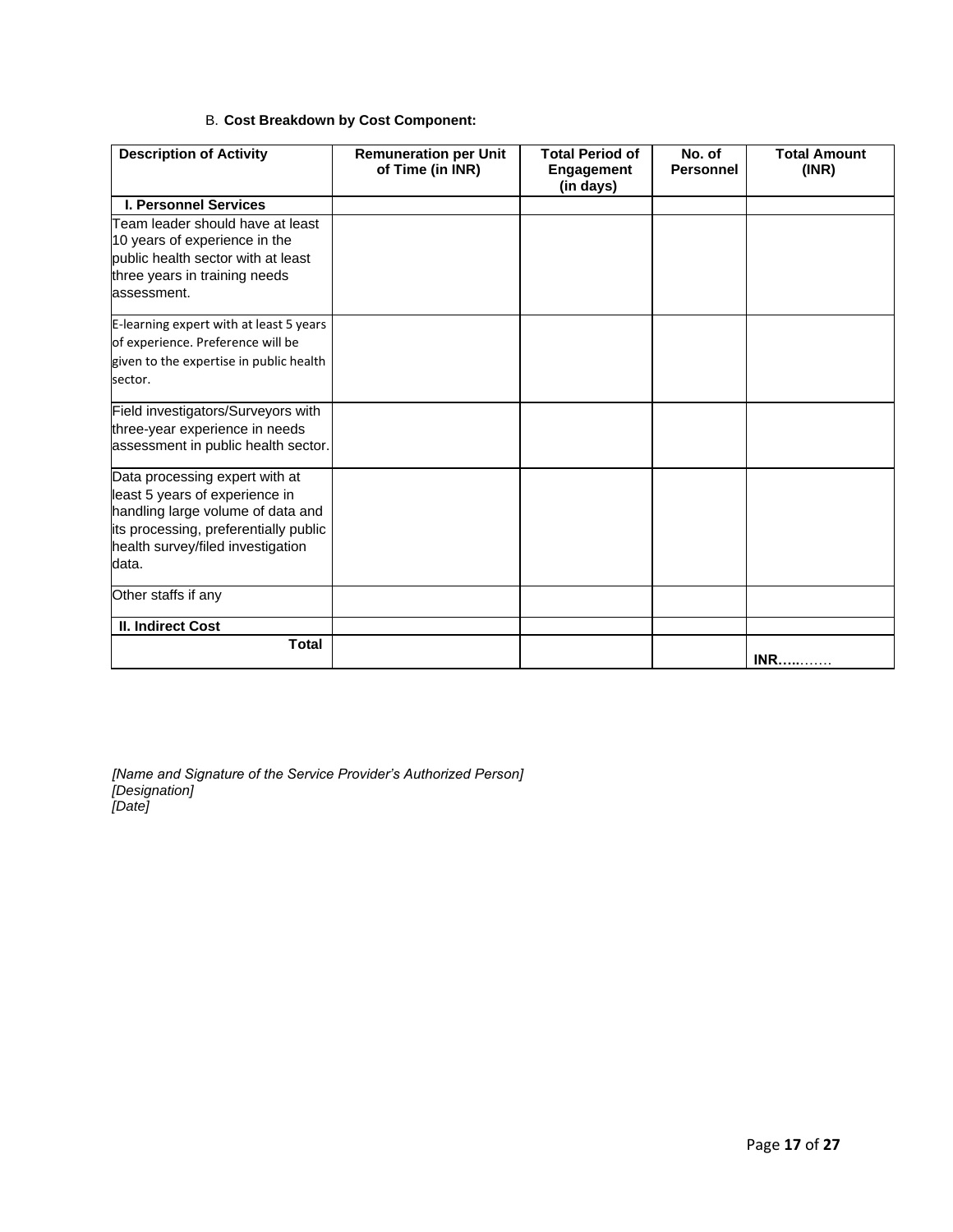B. **Cost Breakdown by Cost Component:**

| Description of Activity | Remuneration per Unit of Time (in INR) | Total Period of Engagement (in days) | No. of Personnel | Total Amount (INR) |
|---|---|---|---|---|
| **I. Personnel Services** | | | | |
| Team leader should have at least 10 years of experience in the public health sector with at least three years in training needs assessment. | | | | |
| E-learning expert with at least 5 years of experience. Preference will be given to the expertise in public health sector. | | | | |
| Field investigators/Surveyors with three-year experience in needs assessment in public health sector. | | | | |
| Data processing expert with at least 5 years of experience in handling large volume of data and its processing, preferentially public health survey/filed investigation data. | | | | |
| Other staffs if any | | | | |
| **II. Indirect Cost** | | | | |
| **Total** | | | | **INR…..**…… |

*[Name and Signature of the Service Provider's Authorized Person]*
*[Designation]*
*[Date]*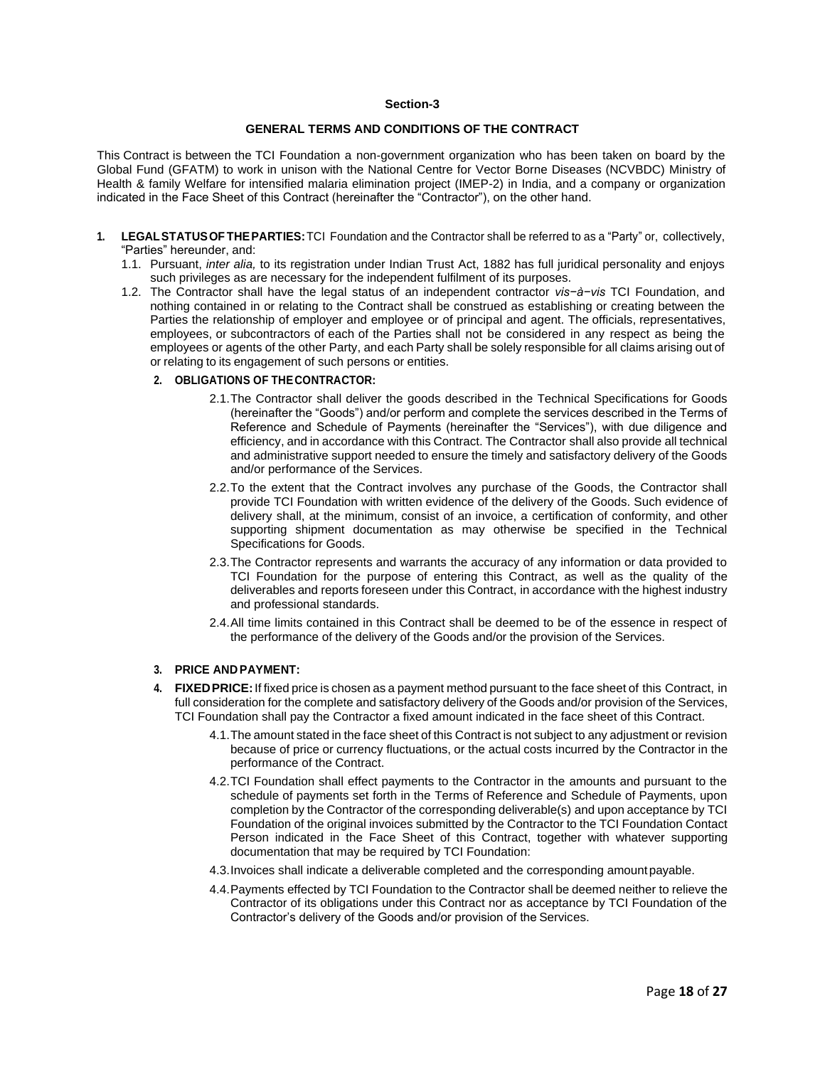**Section-3**

**GENERAL TERMS AND CONDITIONS OF THE CONTRACT**

This Contract is between the TCI Foundation a non-government organization who has been taken on board by the Global Fund (GFATM) to work in unison with the National Centre for Vector Borne Diseases (NCVBDC) Ministry of Health & family Welfare for intensified malaria elimination project (IMEP-2) in India, and a company or organization indicated in the Face Sheet of this Contract (hereinafter the "Contractor"), on the other hand.

1. **LEGAL STATUS OF THE PARTIES:** TCI Foundation and the Contractor shall be referred to as a "Party" or, collectively, "Parties" hereunder, and:
   - 1.1. Pursuant, *inter alia,* to its registration under Indian Trust Act, 1882 has full juridical personality and enjoys such privileges as are necessary for the independent fulfilment of its purposes.
   - 1.2. The Contractor shall have the legal status of an independent contractor *vis−à−vis* TCI Foundation, and nothing contained in or relating to the Contract shall be construed as establishing or creating between the Parties the relationship of employer and employee or of principal and agent. The officials, representatives, employees, or subcontractors of each of the Parties shall not be considered in any respect as being the employees or agents of the other Party, and each Party shall be solely responsible for all claims arising out of or relating to its engagement of such persons or entities.

2. **OBLIGATIONS OF THE CONTRACTOR:**
   - 2.1. The Contractor shall deliver the goods described in the Technical Specifications for Goods (hereinafter the "Goods") and/or perform and complete the services described in the Terms of Reference and Schedule of Payments (hereinafter the "Services"), with due diligence and efficiency, and in accordance with this Contract. The Contractor shall also provide all technical and administrative support needed to ensure the timely and satisfactory delivery of the Goods and/or performance of the Services.
   - 2.2. To the extent that the Contract involves any purchase of the Goods, the Contractor shall provide TCI Foundation with written evidence of the delivery of the Goods. Such evidence of delivery shall, at the minimum, consist of an invoice, a certification of conformity, and other supporting shipment documentation as may otherwise be specified in the Technical Specifications for Goods.
   - 2.3. The Contractor represents and warrants the accuracy of any information or data provided to TCI Foundation for the purpose of entering this Contract, as well as the quality of the deliverables and reports foreseen under this Contract, in accordance with the highest industry and professional standards.
   - 2.4. All time limits contained in this Contract shall be deemed to be of the essence in respect of the performance of the delivery of the Goods and/or the provision of the Services.

3. **PRICE AND PAYMENT:**

4. **FIXED PRICE:** If fixed price is chosen as a payment method pursuant to the face sheet of this Contract, in full consideration for the complete and satisfactory delivery of the Goods and/or provision of the Services, TCI Foundation shall pay the Contractor a fixed amount indicated in the face sheet of this Contract.
   - 4.1. The amount stated in the face sheet of this Contract is not subject to any adjustment or revision because of price or currency fluctuations, or the actual costs incurred by the Contractor in the performance of the Contract.
   - 4.2. TCI Foundation shall effect payments to the Contractor in the amounts and pursuant to the schedule of payments set forth in the Terms of Reference and Schedule of Payments, upon completion by the Contractor of the corresponding deliverable(s) and upon acceptance by TCI Foundation of the original invoices submitted by the Contractor to the TCI Foundation Contact Person indicated in the Face Sheet of this Contract, together with whatever supporting documentation that may be required by TCI Foundation:
   - 4.3. Invoices shall indicate a deliverable completed and the corresponding amount payable.
   - 4.4. Payments effected by TCI Foundation to the Contractor shall be deemed neither to relieve the Contractor of its obligations under this Contract nor as acceptance by TCI Foundation of the Contractor's delivery of the Goods and/or provision of the Services.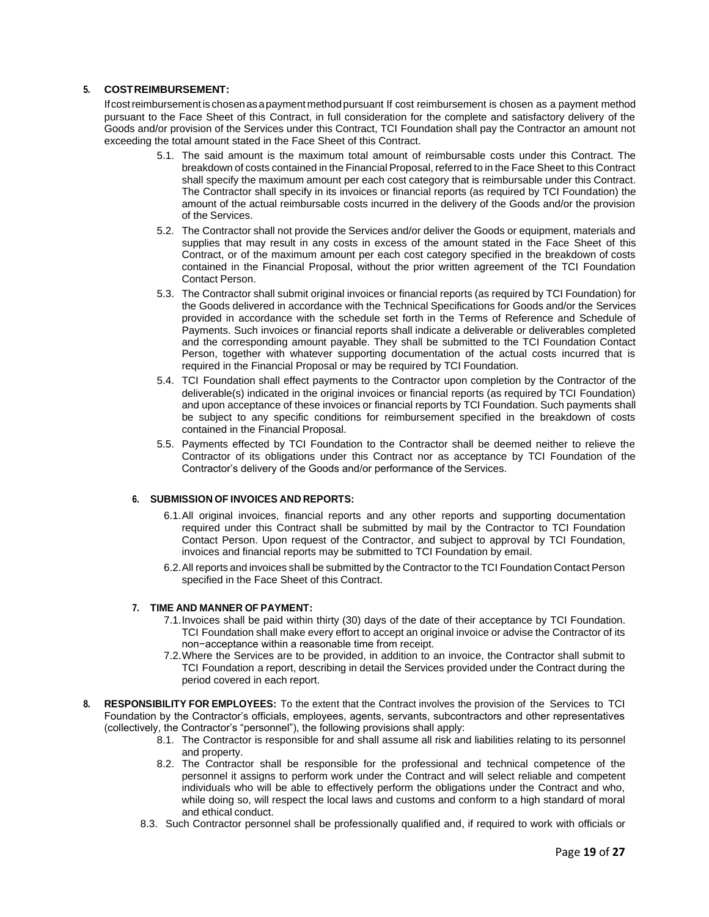**5. COST REIMBURSEMENT:**

Ifcostreimbursementischosenasapaymentmethodpursuant If cost reimbursement is chosen as a payment method pursuant to the Face Sheet of this Contract, in full consideration for the complete and satisfactory delivery of the Goods and/or provision of the Services under this Contract, TCI Foundation shall pay the Contractor an amount not exceeding the total amount stated in the Face Sheet of this Contract.

5.1. The said amount is the maximum total amount of reimbursable costs under this Contract. The breakdown of costs contained in the Financial Proposal, referred to in the Face Sheet to this Contract shall specify the maximum amount per each cost category that is reimbursable under this Contract. The Contractor shall specify in its invoices or financial reports (as required by TCI Foundation) the amount of the actual reimbursable costs incurred in the delivery of the Goods and/or the provision of the Services.

5.2. The Contractor shall not provide the Services and/or deliver the Goods or equipment, materials and supplies that may result in any costs in excess of the amount stated in the Face Sheet of this Contract, or of the maximum amount per each cost category specified in the breakdown of costs contained in the Financial Proposal, without the prior written agreement of the TCI Foundation Contact Person.

5.3. The Contractor shall submit original invoices or financial reports (as required by TCI Foundation) for the Goods delivered in accordance with the Technical Specifications for Goods and/or the Services provided in accordance with the schedule set forth in the Terms of Reference and Schedule of Payments. Such invoices or financial reports shall indicate a deliverable or deliverables completed and the corresponding amount payable. They shall be submitted to the TCI Foundation Contact Person, together with whatever supporting documentation of the actual costs incurred that is required in the Financial Proposal or may be required by TCI Foundation.

5.4. TCI Foundation shall effect payments to the Contractor upon completion by the Contractor of the deliverable(s) indicated in the original invoices or financial reports (as required by TCI Foundation) and upon acceptance of these invoices or financial reports by TCI Foundation. Such payments shall be subject to any specific conditions for reimbursement specified in the breakdown of costs contained in the Financial Proposal.

5.5. Payments effected by TCI Foundation to the Contractor shall be deemed neither to relieve the Contractor of its obligations under this Contract nor as acceptance by TCI Foundation of the Contractor's delivery of the Goods and/or performance of the Services.

**6. SUBMISSION OF INVOICES AND REPORTS:**

6.1. All original invoices, financial reports and any other reports and supporting documentation required under this Contract shall be submitted by mail by the Contractor to TCI Foundation Contact Person. Upon request of the Contractor, and subject to approval by TCI Foundation, invoices and financial reports may be submitted to TCI Foundation by email.

6.2. All reports and invoices shall be submitted by the Contractor to the TCI Foundation Contact Person specified in the Face Sheet of this Contract.

**7. TIME AND MANNER OF PAYMENT:**

7.1. Invoices shall be paid within thirty (30) days of the date of their acceptance by TCI Foundation. TCI Foundation shall make every effort to accept an original invoice or advise the Contractor of its non−acceptance within a reasonable time from receipt.

7.2. Where the Services are to be provided, in addition to an invoice, the Contractor shall submit to TCI Foundation a report, describing in detail the Services provided under the Contract during the period covered in each report.

**8. RESPONSIBILITY FOR EMPLOYEES:** To the extent that the Contract involves the provision of the Services to TCI Foundation by the Contractor's officials, employees, agents, servants, subcontractors and other representatives (collectively, the Contractor's "personnel"), the following provisions shall apply:

8.1. The Contractor is responsible for and shall assume all risk and liabilities relating to its personnel and property.

8.2. The Contractor shall be responsible for the professional and technical competence of the personnel it assigns to perform work under the Contract and will select reliable and competent individuals who will be able to effectively perform the obligations under the Contract and who, while doing so, will respect the local laws and customs and conform to a high standard of moral and ethical conduct.

8.3. Such Contractor personnel shall be professionally qualified and, if required to work with officials or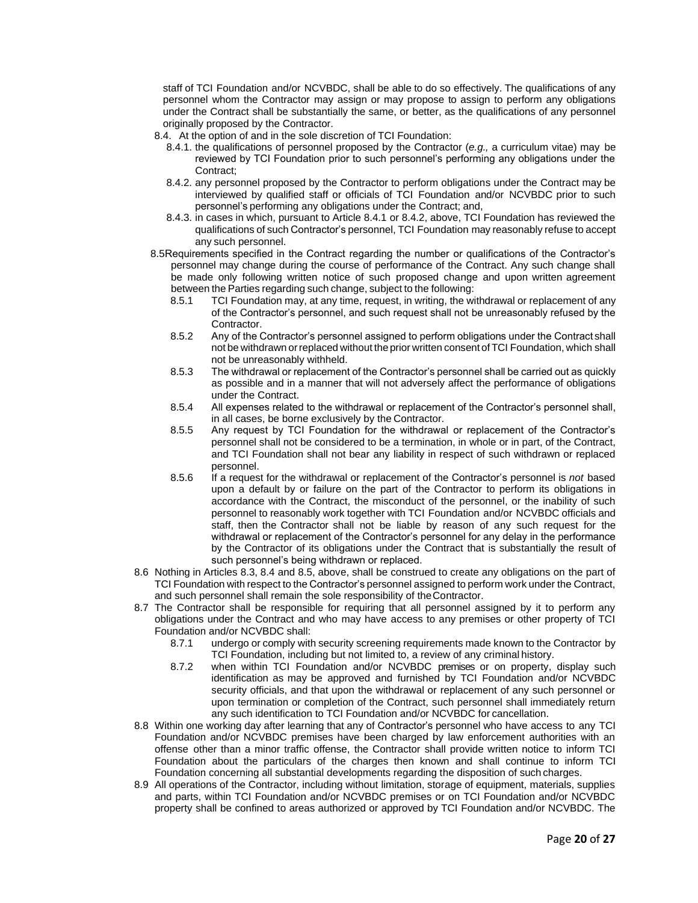staff of TCI Foundation and/or NCVBDC, shall be able to do so effectively. The qualifications of any personnel whom the Contractor may assign or may propose to assign to perform any obligations under the Contract shall be substantially the same, or better, as the qualifications of any personnel originally proposed by the Contractor.

- 8.4. At the option of and in the sole discretion of TCI Foundation:
  - 8.4.1. the qualifications of personnel proposed by the Contractor (*e.g.,* a curriculum vitae) may be reviewed by TCI Foundation prior to such personnel's performing any obligations under the Contract;
  - 8.4.2. any personnel proposed by the Contractor to perform obligations under the Contract may be interviewed by qualified staff or officials of TCI Foundation and/or NCVBDC prior to such personnel's performing any obligations under the Contract; and,
  - 8.4.3. in cases in which, pursuant to Article 8.4.1 or 8.4.2, above, TCI Foundation has reviewed the qualifications of such Contractor's personnel, TCI Foundation may reasonably refuse to accept any such personnel.
- 8.5 Requirements specified in the Contract regarding the number or qualifications of the Contractor's personnel may change during the course of performance of the Contract. Any such change shall be made only following written notice of such proposed change and upon written agreement between the Parties regarding such change, subject to the following:
  - 8.5.1 TCI Foundation may, at any time, request, in writing, the withdrawal or replacement of any of the Contractor's personnel, and such request shall not be unreasonably refused by the Contractor.
  - 8.5.2 Any of the Contractor's personnel assigned to perform obligations under the Contract shall not be withdrawn or replaced without the prior written consent of TCI Foundation, which shall not be unreasonably withheld.
  - 8.5.3 The withdrawal or replacement of the Contractor's personnel shall be carried out as quickly as possible and in a manner that will not adversely affect the performance of obligations under the Contract.
  - 8.5.4 All expenses related to the withdrawal or replacement of the Contractor's personnel shall, in all cases, be borne exclusively by the Contractor.
  - 8.5.5 Any request by TCI Foundation for the withdrawal or replacement of the Contractor's personnel shall not be considered to be a termination, in whole or in part, of the Contract, and TCI Foundation shall not bear any liability in respect of such withdrawn or replaced personnel.
  - 8.5.6 If a request for the withdrawal or replacement of the Contractor's personnel is *not* based upon a default by or failure on the part of the Contractor to perform its obligations in accordance with the Contract, the misconduct of the personnel, or the inability of such personnel to reasonably work together with TCI Foundation and/or NCVBDC officials and staff, then the Contractor shall not be liable by reason of any such request for the withdrawal or replacement of the Contractor's personnel for any delay in the performance by the Contractor of its obligations under the Contract that is substantially the result of such personnel's being withdrawn or replaced.
- 8.6 Nothing in Articles 8.3, 8.4 and 8.5, above, shall be construed to create any obligations on the part of TCI Foundation with respect to the Contractor's personnel assigned to perform work under the Contract, and such personnel shall remain the sole responsibility of the Contractor.
- 8.7 The Contractor shall be responsible for requiring that all personnel assigned by it to perform any obligations under the Contract and who may have access to any premises or other property of TCI Foundation and/or NCVBDC shall:
  - 8.7.1 undergo or comply with security screening requirements made known to the Contractor by TCI Foundation, including but not limited to, a review of any criminal history.
  - 8.7.2 when within TCI Foundation and/or NCVBDC premises or on property, display such identification as may be approved and furnished by TCI Foundation and/or NCVBDC security officials, and that upon the withdrawal or replacement of any such personnel or upon termination or completion of the Contract, such personnel shall immediately return any such identification to TCI Foundation and/or NCVBDC for cancellation.
- 8.8 Within one working day after learning that any of Contractor's personnel who have access to any TCI Foundation and/or NCVBDC premises have been charged by law enforcement authorities with an offense other than a minor traffic offense, the Contractor shall provide written notice to inform TCI Foundation about the particulars of the charges then known and shall continue to inform TCI Foundation concerning all substantial developments regarding the disposition of such charges.
- 8.9 All operations of the Contractor, including without limitation, storage of equipment, materials, supplies and parts, within TCI Foundation and/or NCVBDC premises or on TCI Foundation and/or NCVBDC property shall be confined to areas authorized or approved by TCI Foundation and/or NCVBDC. The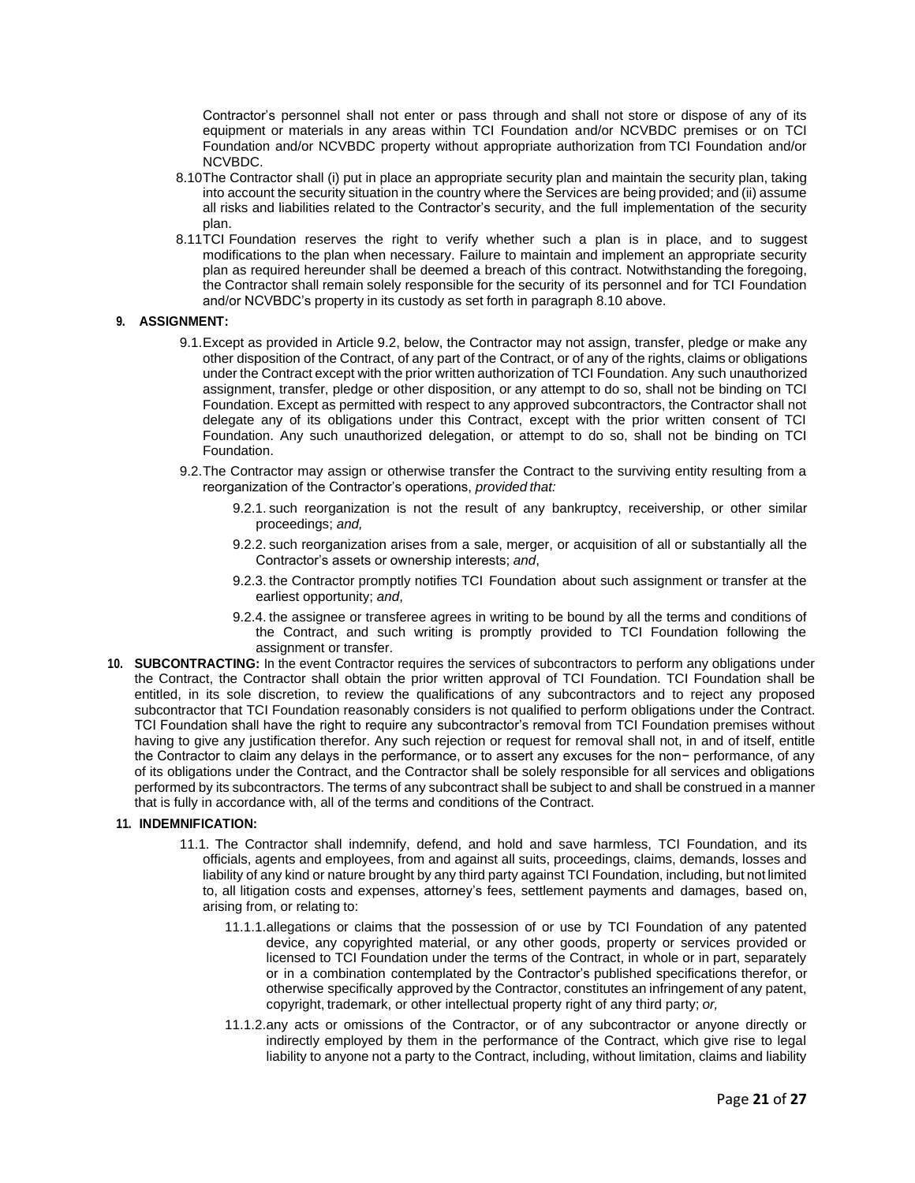Contractor's personnel shall not enter or pass through and shall not store or dispose of any of its equipment or materials in any areas within TCI Foundation and/or NCVBDC premises or on TCI Foundation and/or NCVBDC property without appropriate authorization from TCI Foundation and/or NCVBDC.

8.10 The Contractor shall (i) put in place an appropriate security plan and maintain the security plan, taking into account the security situation in the country where the Services are being provided; and (ii) assume all risks and liabilities related to the Contractor's security, and the full implementation of the security plan.

8.11 TCI Foundation reserves the right to verify whether such a plan is in place, and to suggest modifications to the plan when necessary. Failure to maintain and implement an appropriate security plan as required hereunder shall be deemed a breach of this contract. Notwithstanding the foregoing, the Contractor shall remain solely responsible for the security of its personnel and for TCI Foundation and/or NCVBDC's property in its custody as set forth in paragraph 8.10 above.

**9. ASSIGNMENT:**

9.1. Except as provided in Article 9.2, below, the Contractor may not assign, transfer, pledge or make any other disposition of the Contract, of any part of the Contract, or of any of the rights, claims or obligations under the Contract except with the prior written authorization of TCI Foundation. Any such unauthorized assignment, transfer, pledge or other disposition, or any attempt to do so, shall not be binding on TCI Foundation. Except as permitted with respect to any approved subcontractors, the Contractor shall not delegate any of its obligations under this Contract, except with the prior written consent of TCI Foundation. Any such unauthorized delegation, or attempt to do so, shall not be binding on TCI Foundation.

9.2. The Contractor may assign or otherwise transfer the Contract to the surviving entity resulting from a reorganization of the Contractor's operations, *provided that:*

9.2.1. such reorganization is not the result of any bankruptcy, receivership, or other similar proceedings; *and,*

9.2.2. such reorganization arises from a sale, merger, or acquisition of all or substantially all the Contractor's assets or ownership interests; *and*,

9.2.3. the Contractor promptly notifies TCI Foundation about such assignment or transfer at the earliest opportunity; *and*,

9.2.4. the assignee or transferee agrees in writing to be bound by all the terms and conditions of the Contract, and such writing is promptly provided to TCI Foundation following the assignment or transfer.

**10. SUBCONTRACTING:** In the event Contractor requires the services of subcontractors to perform any obligations under the Contract, the Contractor shall obtain the prior written approval of TCI Foundation. TCI Foundation shall be entitled, in its sole discretion, to review the qualifications of any subcontractors and to reject any proposed subcontractor that TCI Foundation reasonably considers is not qualified to perform obligations under the Contract. TCI Foundation shall have the right to require any subcontractor's removal from TCI Foundation premises without having to give any justification therefor. Any such rejection or request for removal shall not, in and of itself, entitle the Contractor to claim any delays in the performance, or to assert any excuses for the non− performance, of any of its obligations under the Contract, and the Contractor shall be solely responsible for all services and obligations performed by its subcontractors. The terms of any subcontract shall be subject to and shall be construed in a manner that is fully in accordance with, all of the terms and conditions of the Contract.

**11. INDEMNIFICATION:**

11.1. The Contractor shall indemnify, defend, and hold and save harmless, TCI Foundation, and its officials, agents and employees, from and against all suits, proceedings, claims, demands, losses and liability of any kind or nature brought by any third party against TCI Foundation, including, but not limited to, all litigation costs and expenses, attorney's fees, settlement payments and damages, based on, arising from, or relating to:

11.1.1. allegations or claims that the possession of or use by TCI Foundation of any patented device, any copyrighted material, or any other goods, property or services provided or licensed to TCI Foundation under the terms of the Contract, in whole or in part, separately or in a combination contemplated by the Contractor's published specifications therefor, or otherwise specifically approved by the Contractor, constitutes an infringement of any patent, copyright, trademark, or other intellectual property right of any third party; *or,*

11.1.2. any acts or omissions of the Contractor, or of any subcontractor or anyone directly or indirectly employed by them in the performance of the Contract, which give rise to legal liability to anyone not a party to the Contract, including, without limitation, claims and liability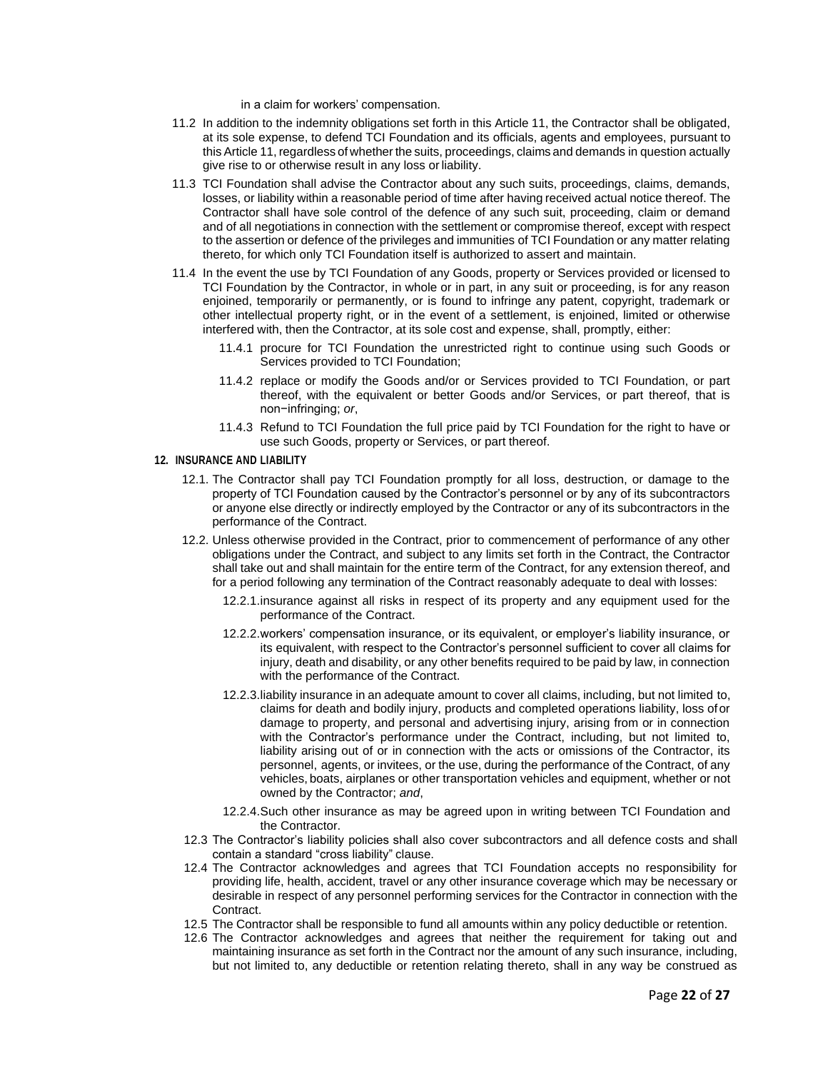in a claim for workers' compensation.

11.2 In addition to the indemnity obligations set forth in this Article 11, the Contractor shall be obligated, at its sole expense, to defend TCI Foundation and its officials, agents and employees, pursuant to this Article 11, regardless of whether the suits, proceedings, claims and demands in question actually give rise to or otherwise result in any loss or liability.

11.3 TCI Foundation shall advise the Contractor about any such suits, proceedings, claims, demands, losses, or liability within a reasonable period of time after having received actual notice thereof. The Contractor shall have sole control of the defence of any such suit, proceeding, claim or demand and of all negotiations in connection with the settlement or compromise thereof, except with respect to the assertion or defence of the privileges and immunities of TCI Foundation or any matter relating thereto, for which only TCI Foundation itself is authorized to assert and maintain.

11.4 In the event the use by TCI Foundation of any Goods, property or Services provided or licensed to TCI Foundation by the Contractor, in whole or in part, in any suit or proceeding, is for any reason enjoined, temporarily or permanently, or is found to infringe any patent, copyright, trademark or other intellectual property right, or in the event of a settlement, is enjoined, limited or otherwise interfered with, then the Contractor, at its sole cost and expense, shall, promptly, either:

11.4.1 procure for TCI Foundation the unrestricted right to continue using such Goods or Services provided to TCI Foundation;

11.4.2 replace or modify the Goods and/or Services provided to TCI Foundation, or part thereof, with the equivalent or better Goods and/or Services, or part thereof, that is non−infringing; *or*,

11.4.3 Refund to TCI Foundation the full price paid by TCI Foundation for the right to have or use such Goods, property or Services, or part thereof.

**12. INSURANCE AND LIABILITY**

12.1. The Contractor shall pay TCI Foundation promptly for all loss, destruction, or damage to the property of TCI Foundation caused by the Contractor's personnel or by any of its subcontractors or anyone else directly or indirectly employed by the Contractor or any of its subcontractors in the performance of the Contract.

12.2. Unless otherwise provided in the Contract, prior to commencement of performance of any other obligations under the Contract, and subject to any limits set forth in the Contract, the Contractor shall take out and shall maintain for the entire term of the Contract, for any extension thereof, and for a period following any termination of the Contract reasonably adequate to deal with losses:

12.2.1. insurance against all risks in respect of its property and any equipment used for the performance of the Contract.

12.2.2. workers' compensation insurance, or its equivalent, or employer's liability insurance, or its equivalent, with respect to the Contractor's personnel sufficient to cover all claims for injury, death and disability, or any other benefits required to be paid by law, in connection with the performance of the Contract.

12.2.3. liability insurance in an adequate amount to cover all claims, including, but not limited to, claims for death and bodily injury, products and completed operations liability, loss of or damage to property, and personal and advertising injury, arising from or in connection with the Contractor's performance under the Contract, including, but not limited to, liability arising out of or in connection with the acts or omissions of the Contractor, its personnel, agents, or invitees, or the use, during the performance of the Contract, of any vehicles, boats, airplanes or other transportation vehicles and equipment, whether or not owned by the Contractor; *and*,

12.2.4. Such other insurance as may be agreed upon in writing between TCI Foundation and the Contractor.

12.3 The Contractor's liability policies shall also cover subcontractors and all defence costs and shall contain a standard "cross liability" clause.

12.4 The Contractor acknowledges and agrees that TCI Foundation accepts no responsibility for providing life, health, accident, travel or any other insurance coverage which may be necessary or desirable in respect of any personnel performing services for the Contractor in connection with the Contract.

12.5 The Contractor shall be responsible to fund all amounts within any policy deductible or retention.

12.6 The Contractor acknowledges and agrees that neither the requirement for taking out and maintaining insurance as set forth in the Contract nor the amount of any such insurance, including, but not limited to, any deductible or retention relating thereto, shall in any way be construed as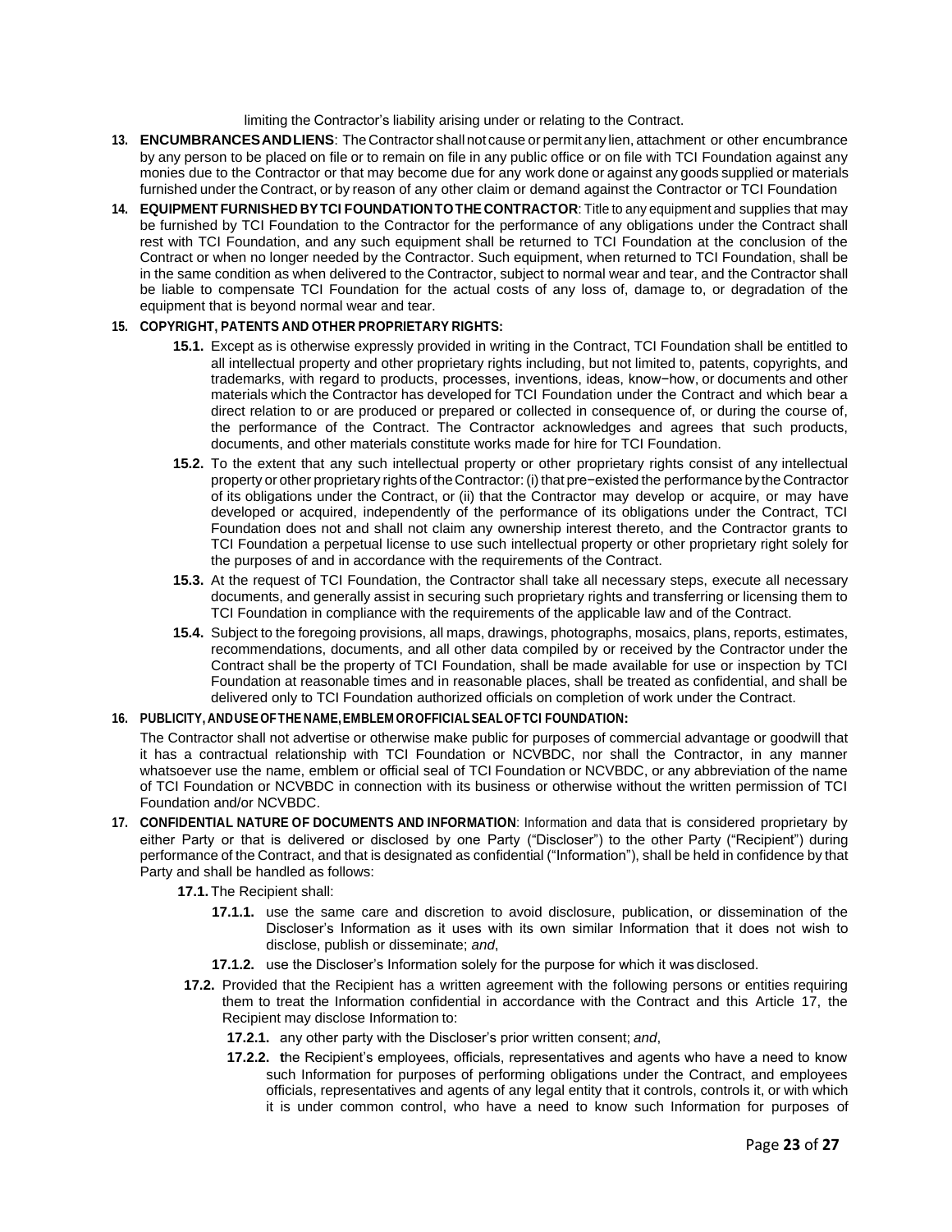limiting the Contractor's liability arising under or relating to the Contract.

13. **ENCUMBRANCES AND LIENS**: The Contractor shall not cause or permit any lien, attachment or other encumbrance by any person to be placed on file or to remain on file in any public office or on file with TCI Foundation against any monies due to the Contractor or that may become due for any work done or against any goods supplied or materials furnished under the Contract, or by reason of any other claim or demand against the Contractor or TCI Foundation

14. **EQUIPMENT FURNISHED BY TCI FOUNDATION TO THE CONTRACTOR**: Title to any equipment and supplies that may be furnished by TCI Foundation to the Contractor for the performance of any obligations under the Contract shall rest with TCI Foundation, and any such equipment shall be returned to TCI Foundation at the conclusion of the Contract or when no longer needed by the Contractor. Such equipment, when returned to TCI Foundation, shall be in the same condition as when delivered to the Contractor, subject to normal wear and tear, and the Contractor shall be liable to compensate TCI Foundation for the actual costs of any loss of, damage to, or degradation of the equipment that is beyond normal wear and tear.

15. **COPYRIGHT, PATENTS AND OTHER PROPRIETARY RIGHTS:**

    **15.1.** Except as is otherwise expressly provided in writing in the Contract, TCI Foundation shall be entitled to all intellectual property and other proprietary rights including, but not limited to, patents, copyrights, and trademarks, with regard to products, processes, inventions, ideas, know−how, or documents and other materials which the Contractor has developed for TCI Foundation under the Contract and which bear a direct relation to or are produced or prepared or collected in consequence of, or during the course of, the performance of the Contract. The Contractor acknowledges and agrees that such products, documents, and other materials constitute works made for hire for TCI Foundation.

    **15.2.** To the extent that any such intellectual property or other proprietary rights consist of any intellectual property or other proprietary rights of the Contractor: (i) that pre−existed the performance by the Contractor of its obligations under the Contract, or (ii) that the Contractor may develop or acquire, or may have developed or acquired, independently of the performance of its obligations under the Contract, TCI Foundation does not and shall not claim any ownership interest thereto, and the Contractor grants to TCI Foundation a perpetual license to use such intellectual property or other proprietary right solely for the purposes of and in accordance with the requirements of the Contract.

    **15.3.** At the request of TCI Foundation, the Contractor shall take all necessary steps, execute all necessary documents, and generally assist in securing such proprietary rights and transferring or licensing them to TCI Foundation in compliance with the requirements of the applicable law and of the Contract.

    **15.4.** Subject to the foregoing provisions, all maps, drawings, photographs, mosaics, plans, reports, estimates, recommendations, documents, and all other data compiled by or received by the Contractor under the Contract shall be the property of TCI Foundation, shall be made available for use or inspection by TCI Foundation at reasonable times and in reasonable places, shall be treated as confidential, and shall be delivered only to TCI Foundation authorized officials on completion of work under the Contract.

16. **PUBLICITY, AND USE OF THE NAME, EMBLEM OR OFFICIAL SEAL OF TCI FOUNDATION:**

    The Contractor shall not advertise or otherwise make public for purposes of commercial advantage or goodwill that it has a contractual relationship with TCI Foundation or NCVBDC, nor shall the Contractor, in any manner whatsoever use the name, emblem or official seal of TCI Foundation or NCVBDC, or any abbreviation of the name of TCI Foundation or NCVBDC in connection with its business or otherwise without the written permission of TCI Foundation and/or NCVBDC.

17. **CONFIDENTIAL NATURE OF DOCUMENTS AND INFORMATION**: Information and data that is considered proprietary by either Party or that is delivered or disclosed by one Party ("Discloser") to the other Party ("Recipient") during performance of the Contract, and that is designated as confidential ("Information"), shall be held in confidence by that Party and shall be handled as follows:

    **17.1.** The Recipient shall:

    **17.1.1.** use the same care and discretion to avoid disclosure, publication, or dissemination of the Discloser's Information as it uses with its own similar Information that it does not wish to disclose, publish or disseminate; *and*,

    **17.1.2.** use the Discloser's Information solely for the purpose for which it was disclosed.

    **17.2.** Provided that the Recipient has a written agreement with the following persons or entities requiring them to treat the Information confidential in accordance with the Contract and this Article 17, the Recipient may disclose Information to:

    **17.2.1.** any other party with the Discloser's prior written consent; *and*,

    **17.2.2.** **t**he Recipient's employees, officials, representatives and agents who have a need to know such Information for purposes of performing obligations under the Contract, and employees officials, representatives and agents of any legal entity that it controls, controls it, or with which it is under common control, who have a need to know such Information for purposes of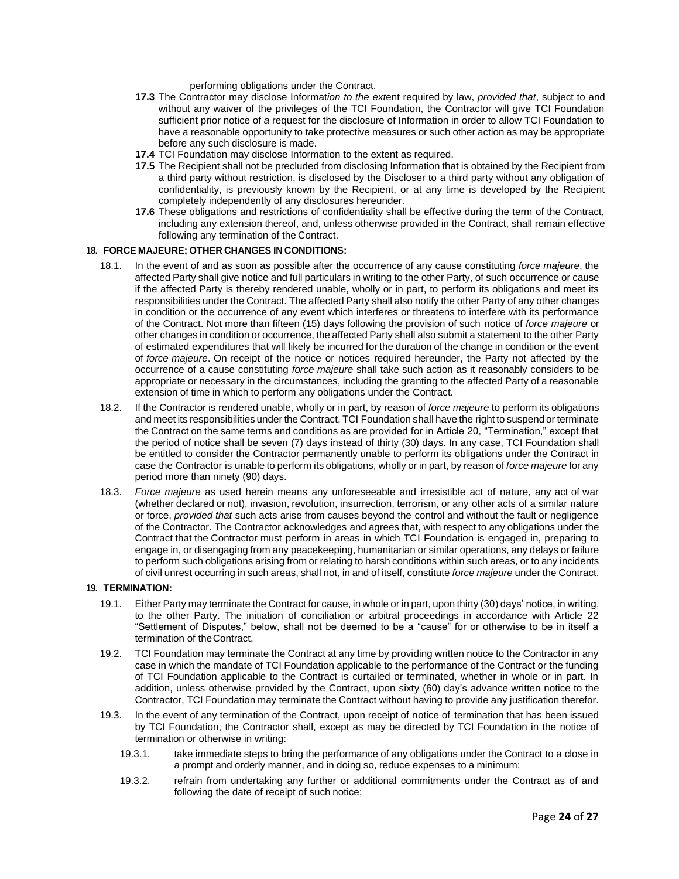performing obligations under the Contract.

**17.3** The Contractor may disclose Information to the extent required by law, *provided that*, subject to and without any waiver of the privileges of the TCI Foundation, the Contractor will give TCI Foundation sufficient prior notice of a request for the disclosure of Information in order to allow TCI Foundation to have a reasonable opportunity to take protective measures or such other action as may be appropriate before any such disclosure is made.

**17.4** TCI Foundation may disclose Information to the extent as required.

**17.5** The Recipient shall not be precluded from disclosing Information that is obtained by the Recipient from a third party without restriction, is disclosed by the Discloser to a third party without any obligation of confidentiality, is previously known by the Recipient, or at any time is developed by the Recipient completely independently of any disclosures hereunder.

**17.6** These obligations and restrictions of confidentiality shall be effective during the term of the Contract, including any extension thereof, and, unless otherwise provided in the Contract, shall remain effective following any termination of the Contract.

**18. FORCE MAJEURE; OTHER CHANGES IN CONDITIONS:**

18.1. In the event of and as soon as possible after the occurrence of any cause constituting *force majeure*, the affected Party shall give notice and full particulars in writing to the other Party, of such occurrence or cause if the affected Party is thereby rendered unable, wholly or in part, to perform its obligations and meet its responsibilities under the Contract. The affected Party shall also notify the other Party of any other changes in condition or the occurrence of any event which interferes or threatens to interfere with its performance of the Contract. Not more than fifteen (15) days following the provision of such notice of *force majeure* or other changes in condition or occurrence, the affected Party shall also submit a statement to the other Party of estimated expenditures that will likely be incurred for the duration of the change in condition or the event of *force majeure*. On receipt of the notice or notices required hereunder, the Party not affected by the occurrence of a cause constituting *force majeure* shall take such action as it reasonably considers to be appropriate or necessary in the circumstances, including the granting to the affected Party of a reasonable extension of time in which to perform any obligations under the Contract.

18.2. If the Contractor is rendered unable, wholly or in part, by reason of *force majeure* to perform its obligations and meet its responsibilities under the Contract, TCI Foundation shall have the right to suspend or terminate the Contract on the same terms and conditions as are provided for in Article 20, "Termination," except that the period of notice shall be seven (7) days instead of thirty (30) days. In any case, TCI Foundation shall be entitled to consider the Contractor permanently unable to perform its obligations under the Contract in case the Contractor is unable to perform its obligations, wholly or in part, by reason of *force majeure* for any period more than ninety (90) days.

18.3. *Force majeure* as used herein means any unforeseeable and irresistible act of nature, any act of war (whether declared or not), invasion, revolution, insurrection, terrorism, or any other acts of a similar nature or force, *provided that* such acts arise from causes beyond the control and without the fault or negligence of the Contractor. The Contractor acknowledges and agrees that, with respect to any obligations under the Contract that the Contractor must perform in areas in which TCI Foundation is engaged in, preparing to engage in, or disengaging from any peacekeeping, humanitarian or similar operations, any delays or failure to perform such obligations arising from or relating to harsh conditions within such areas, or to any incidents of civil unrest occurring in such areas, shall not, in and of itself, constitute *force majeure* under the Contract.

**19. TERMINATION:**

19.1. Either Party may terminate the Contract for cause, in whole or in part, upon thirty (30) days' notice, in writing, to the other Party. The initiation of conciliation or arbitral proceedings in accordance with Article 22 "Settlement of Disputes," below, shall not be deemed to be a "cause" for or otherwise to be in itself a termination of the Contract.

19.2. TCI Foundation may terminate the Contract at any time by providing written notice to the Contractor in any case in which the mandate of TCI Foundation applicable to the performance of the Contract or the funding of TCI Foundation applicable to the Contract is curtailed or terminated, whether in whole or in part. In addition, unless otherwise provided by the Contract, upon sixty (60) day's advance written notice to the Contractor, TCI Foundation may terminate the Contract without having to provide any justification therefor.

19.3. In the event of any termination of the Contract, upon receipt of notice of termination that has been issued by TCI Foundation, the Contractor shall, except as may be directed by TCI Foundation in the notice of termination or otherwise in writing:

19.3.1. take immediate steps to bring the performance of any obligations under the Contract to a close in a prompt and orderly manner, and in doing so, reduce expenses to a minimum;

19.3.2. refrain from undertaking any further or additional commitments under the Contract as of and following the date of receipt of such notice;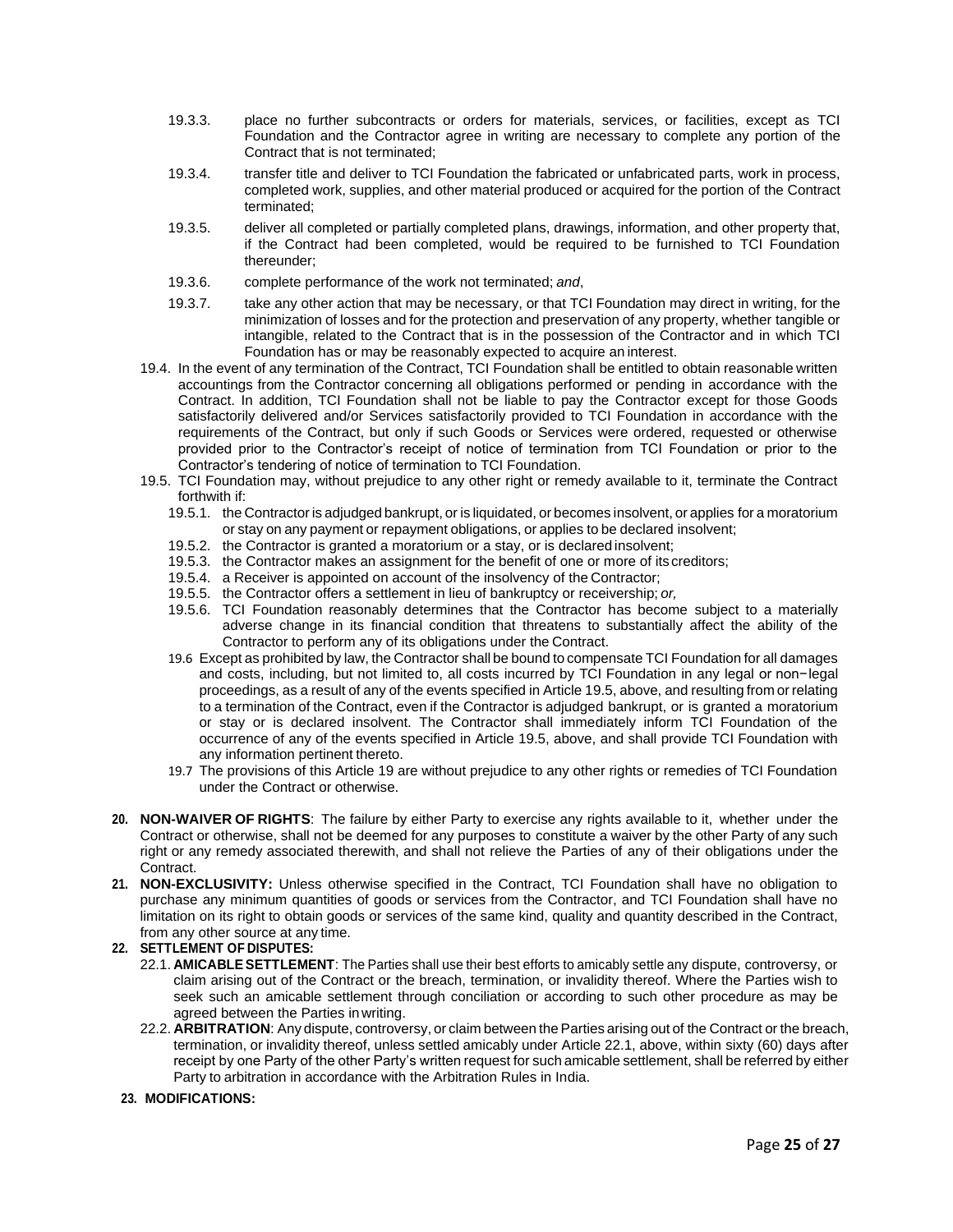19.3.3. place no further subcontracts or orders for materials, services, or facilities, except as TCI Foundation and the Contractor agree in writing are necessary to complete any portion of the Contract that is not terminated;

19.3.4. transfer title and deliver to TCI Foundation the fabricated or unfabricated parts, work in process, completed work, supplies, and other material produced or acquired for the portion of the Contract terminated;

19.3.5. deliver all completed or partially completed plans, drawings, information, and other property that, if the Contract had been completed, would be required to be furnished to TCI Foundation thereunder;

19.3.6. complete performance of the work not terminated; *and*,

19.3.7. take any other action that may be necessary, or that TCI Foundation may direct in writing, for the minimization of losses and for the protection and preservation of any property, whether tangible or intangible, related to the Contract that is in the possession of the Contractor and in which TCI Foundation has or may be reasonably expected to acquire an interest.

19.4. In the event of any termination of the Contract, TCI Foundation shall be entitled to obtain reasonable written accountings from the Contractor concerning all obligations performed or pending in accordance with the Contract. In addition, TCI Foundation shall not be liable to pay the Contractor except for those Goods satisfactorily delivered and/or Services satisfactorily provided to TCI Foundation in accordance with the requirements of the Contract, but only if such Goods or Services were ordered, requested or otherwise provided prior to the Contractor's receipt of notice of termination from TCI Foundation or prior to the Contractor's tendering of notice of termination to TCI Foundation.

19.5. TCI Foundation may, without prejudice to any other right or remedy available to it, terminate the Contract forthwith if:

19.5.1. the Contractor is adjudged bankrupt, or is liquidated, or becomes insolvent, or applies for a moratorium or stay on any payment or repayment obligations, or applies to be declared insolvent;

19.5.2. the Contractor is granted a moratorium or a stay, or is declared insolvent;

19.5.3. the Contractor makes an assignment for the benefit of one or more of its creditors;

19.5.4. a Receiver is appointed on account of the insolvency of the Contractor;

19.5.5. the Contractor offers a settlement in lieu of bankruptcy or receivership; *or,*

19.5.6. TCI Foundation reasonably determines that the Contractor has become subject to a materially adverse change in its financial condition that threatens to substantially affect the ability of the Contractor to perform any of its obligations under the Contract.

19.6 Except as prohibited by law, the Contractor shall be bound to compensate TCI Foundation for all damages and costs, including, but not limited to, all costs incurred by TCI Foundation in any legal or non−legal proceedings, as a result of any of the events specified in Article 19.5, above, and resulting from or relating to a termination of the Contract, even if the Contractor is adjudged bankrupt, or is granted a moratorium or stay or is declared insolvent. The Contractor shall immediately inform TCI Foundation of the occurrence of any of the events specified in Article 19.5, above, and shall provide TCI Foundation with any information pertinent thereto.

19.7 The provisions of this Article 19 are without prejudice to any other rights or remedies of TCI Foundation under the Contract or otherwise.

**20. NON-WAIVER OF RIGHTS**: The failure by either Party to exercise any rights available to it, whether under the Contract or otherwise, shall not be deemed for any purposes to constitute a waiver by the other Party of any such right or any remedy associated therewith, and shall not relieve the Parties of any of their obligations under the Contract.

**21. NON-EXCLUSIVITY:** Unless otherwise specified in the Contract, TCI Foundation shall have no obligation to purchase any minimum quantities of goods or services from the Contractor, and TCI Foundation shall have no limitation on its right to obtain goods or services of the same kind, quality and quantity described in the Contract, from any other source at any time.

**22. SETTLEMENT OF DISPUTES:**

22.1. **AMICABLE SETTLEMENT**: The Parties shall use their best efforts to amicably settle any dispute, controversy, or claim arising out of the Contract or the breach, termination, or invalidity thereof. Where the Parties wish to seek such an amicable settlement through conciliation or according to such other procedure as may be agreed between the Parties in writing.

22.2. **ARBITRATION**: Any dispute, controversy, or claim between the Parties arising out of the Contract or the breach, termination, or invalidity thereof, unless settled amicably under Article 22.1, above, within sixty (60) days after receipt by one Party of the other Party's written request for such amicable settlement, shall be referred by either Party to arbitration in accordance with the Arbitration Rules in India.

**23. MODIFICATIONS:**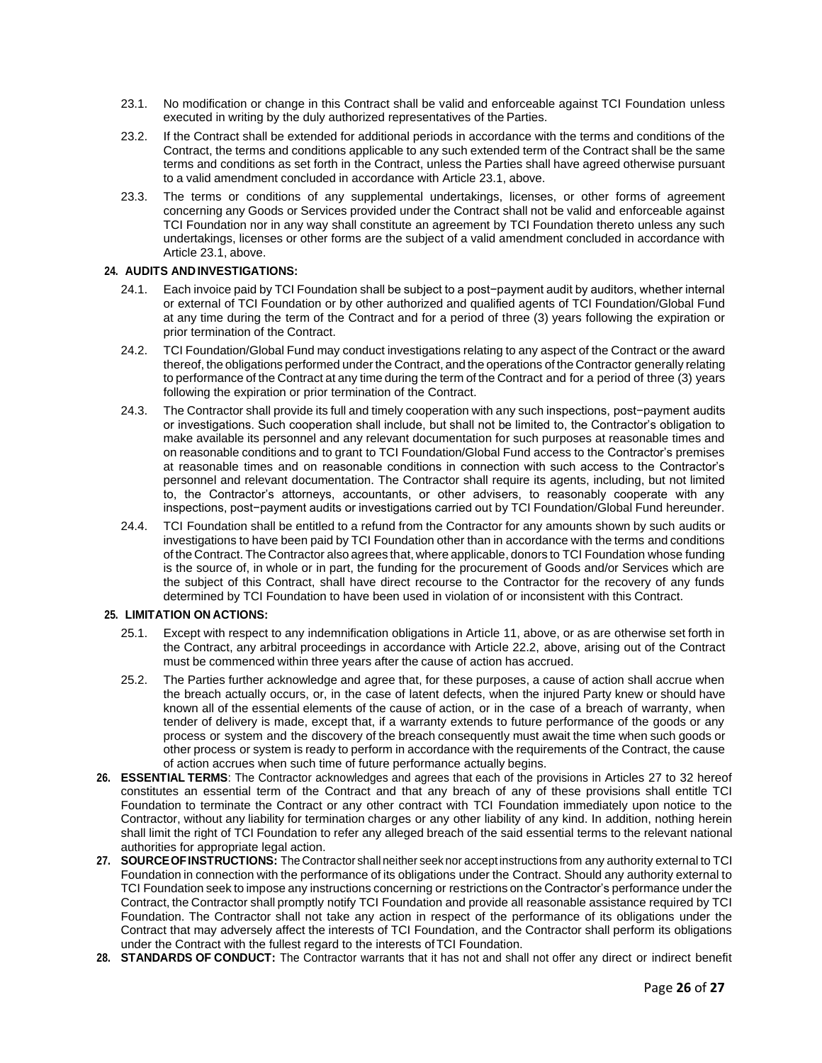23.1. No modification or change in this Contract shall be valid and enforceable against TCI Foundation unless executed in writing by the duly authorized representatives of the Parties.

23.2. If the Contract shall be extended for additional periods in accordance with the terms and conditions of the Contract, the terms and conditions applicable to any such extended term of the Contract shall be the same terms and conditions as set forth in the Contract, unless the Parties shall have agreed otherwise pursuant to a valid amendment concluded in accordance with Article 23.1, above.

23.3. The terms or conditions of any supplemental undertakings, licenses, or other forms of agreement concerning any Goods or Services provided under the Contract shall not be valid and enforceable against TCI Foundation nor in any way shall constitute an agreement by TCI Foundation thereto unless any such undertakings, licenses or other forms are the subject of a valid amendment concluded in accordance with Article 23.1, above.

**24. AUDITS AND INVESTIGATIONS:**

24.1. Each invoice paid by TCI Foundation shall be subject to a post−payment audit by auditors, whether internal or external of TCI Foundation or by other authorized and qualified agents of TCI Foundation/Global Fund at any time during the term of the Contract and for a period of three (3) years following the expiration or prior termination of the Contract.

24.2. TCI Foundation/Global Fund may conduct investigations relating to any aspect of the Contract or the award thereof, the obligations performed under the Contract, and the operations of the Contractor generally relating to performance of the Contract at any time during the term of the Contract and for a period of three (3) years following the expiration or prior termination of the Contract.

24.3. The Contractor shall provide its full and timely cooperation with any such inspections, post−payment audits or investigations. Such cooperation shall include, but shall not be limited to, the Contractor's obligation to make available its personnel and any relevant documentation for such purposes at reasonable times and on reasonable conditions and to grant to TCI Foundation/Global Fund access to the Contractor's premises at reasonable times and on reasonable conditions in connection with such access to the Contractor's personnel and relevant documentation. The Contractor shall require its agents, including, but not limited to, the Contractor's attorneys, accountants, or other advisers, to reasonably cooperate with any inspections, post−payment audits or investigations carried out by TCI Foundation/Global Fund hereunder.

24.4. TCI Foundation shall be entitled to a refund from the Contractor for any amounts shown by such audits or investigations to have been paid by TCI Foundation other than in accordance with the terms and conditions of the Contract. The Contractor also agrees that, where applicable, donors to TCI Foundation whose funding is the source of, in whole or in part, the funding for the procurement of Goods and/or Services which are the subject of this Contract, shall have direct recourse to the Contractor for the recovery of any funds determined by TCI Foundation to have been used in violation of or inconsistent with this Contract.

**25. LIMITATION ON ACTIONS:**

25.1. Except with respect to any indemnification obligations in Article 11, above, or as are otherwise set forth in the Contract, any arbitral proceedings in accordance with Article 22.2, above, arising out of the Contract must be commenced within three years after the cause of action has accrued.

25.2. The Parties further acknowledge and agree that, for these purposes, a cause of action shall accrue when the breach actually occurs, or, in the case of latent defects, when the injured Party knew or should have known all of the essential elements of the cause of action, or in the case of a breach of warranty, when tender of delivery is made, except that, if a warranty extends to future performance of the goods or any process or system and the discovery of the breach consequently must await the time when such goods or other process or system is ready to perform in accordance with the requirements of the Contract, the cause of action accrues when such time of future performance actually begins.

**26. ESSENTIAL TERMS**: The Contractor acknowledges and agrees that each of the provisions in Articles 27 to 32 hereof constitutes an essential term of the Contract and that any breach of any of these provisions shall entitle TCI Foundation to terminate the Contract or any other contract with TCI Foundation immediately upon notice to the Contractor, without any liability for termination charges or any other liability of any kind. In addition, nothing herein shall limit the right of TCI Foundation to refer any alleged breach of the said essential terms to the relevant national authorities for appropriate legal action.

**27. SOURCE OF INSTRUCTIONS:** The Contractor shall neither seek nor accept instructions from any authority external to TCI Foundation in connection with the performance of its obligations under the Contract. Should any authority external to TCI Foundation seek to impose any instructions concerning or restrictions on the Contractor's performance under the Contract, the Contractor shall promptly notify TCI Foundation and provide all reasonable assistance required by TCI Foundation. The Contractor shall not take any action in respect of the performance of its obligations under the Contract that may adversely affect the interests of TCI Foundation, and the Contractor shall perform its obligations under the Contract with the fullest regard to the interests of TCI Foundation.

**28. STANDARDS OF CONDUCT:** The Contractor warrants that it has not and shall not offer any direct or indirect benefit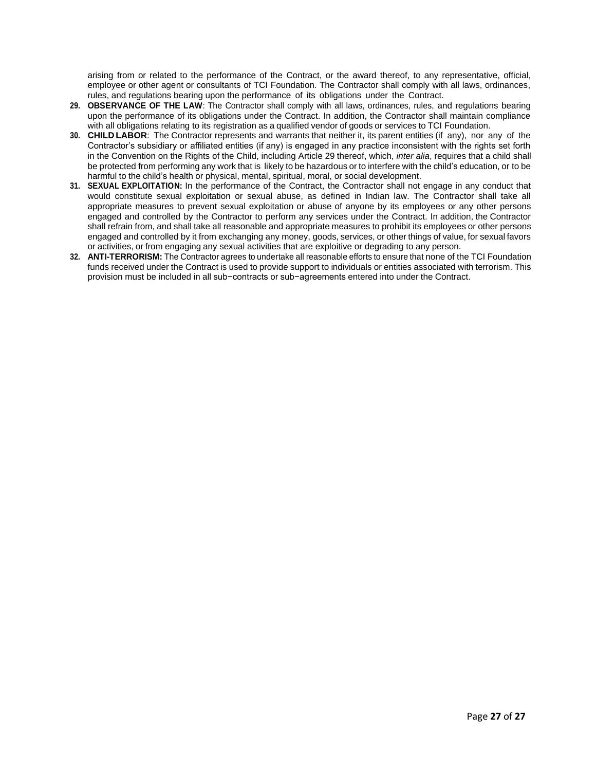arising from or related to the performance of the Contract, or the award thereof, to any representative, official, employee or other agent or consultants of TCI Foundation. The Contractor shall comply with all laws, ordinances, rules, and regulations bearing upon the performance of its obligations under the Contract.

29. **OBSERVANCE OF THE LAW**: The Contractor shall comply with all laws, ordinances, rules, and regulations bearing upon the performance of its obligations under the Contract. In addition, the Contractor shall maintain compliance with all obligations relating to its registration as a qualified vendor of goods or services to TCI Foundation.
30. **CHILD LABOR**: The Contractor represents and warrants that neither it, its parent entities (if any), nor any of the Contractor's subsidiary or affiliated entities (if any) is engaged in any practice inconsistent with the rights set forth in the Convention on the Rights of the Child, including Article 29 thereof, which, *inter alia*, requires that a child shall be protected from performing any work that is likely to be hazardous or to interfere with the child's education, or to be harmful to the child's health or physical, mental, spiritual, moral, or social development.
31. **SEXUAL EXPLOITATION:** In the performance of the Contract, the Contractor shall not engage in any conduct that would constitute sexual exploitation or sexual abuse, as defined in Indian law. The Contractor shall take all appropriate measures to prevent sexual exploitation or abuse of anyone by its employees or any other persons engaged and controlled by the Contractor to perform any services under the Contract. In addition, the Contractor shall refrain from, and shall take all reasonable and appropriate measures to prohibit its employees or other persons engaged and controlled by it from exchanging any money, goods, services, or other things of value, for sexual favors or activities, or from engaging any sexual activities that are exploitive or degrading to any person.
32. **ANTI-TERRORISM:** The Contractor agrees to undertake all reasonable efforts to ensure that none of the TCI Foundation funds received under the Contract is used to provide support to individuals or entities associated with terrorism. This provision must be included in all sub−contracts or sub−agreements entered into under the Contract.